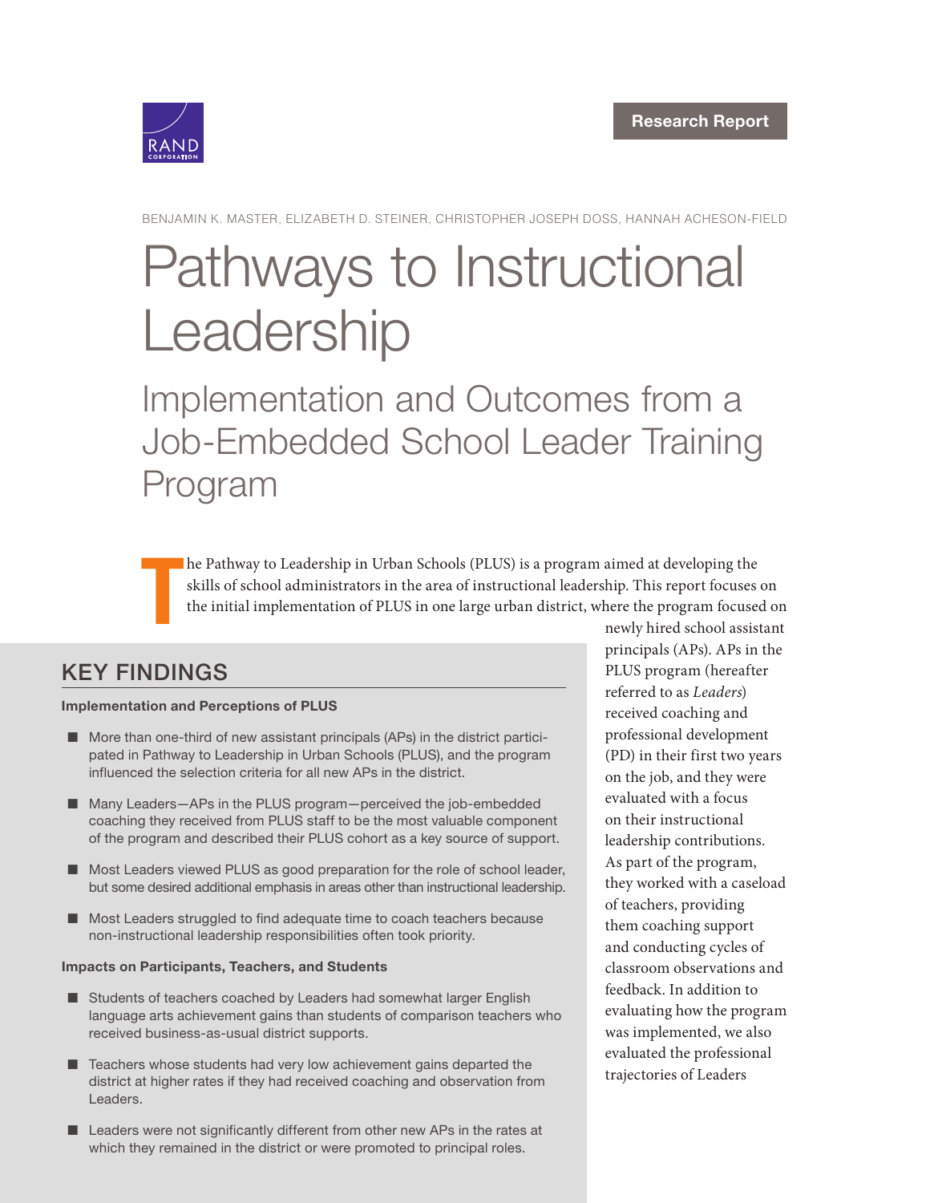Research Report

BENJAMIN K. MASTER, ELIZABETH D. STEINER, CHRISTOPHER JOSEPH DOSS, HANNAH ACHESON-FIELD

# Pathways to Instructional Leadership

## Implementation and Outcomes from a Job-Embedded School Leader Training Program

The Pathway to Leadership in Urban Schools (PLUS) is a program aimed at developing the skills of school administrators in the area of instructional leadership. This report focuses on the initial implementation of PLUS in one large urban district, where the program focused on newly hired school assistant principals (APs). APs in the PLUS program (hereafter referred to as *Leaders*) received coaching and professional development (PD) in their first two years on the job, and they were evaluated with a focus on their instructional leadership contributions. As part of the program, they worked with a caseload of teachers, providing them coaching support and conducting cycles of classroom observations and feedback. In addition to evaluating how the program was implemented, we also evaluated the professional trajectories of Leaders

## KEY FINDINGS

**Implementation and Perceptions of PLUS**

- More than one-third of new assistant principals (APs) in the district participated in Pathway to Leadership in Urban Schools (PLUS), and the program influenced the selection criteria for all new APs in the district.
- Many Leaders—APs in the PLUS program—perceived the job-embedded coaching they received from PLUS staff to be the most valuable component of the program and described their PLUS cohort as a key source of support.
- Most Leaders viewed PLUS as good preparation for the role of school leader, but some desired additional emphasis in areas other than instructional leadership.
- Most Leaders struggled to find adequate time to coach teachers because non-instructional leadership responsibilities often took priority.

**Impacts on Participants, Teachers, and Students**

- Students of teachers coached by Leaders had somewhat larger English language arts achievement gains than students of comparison teachers who received business-as-usual district supports.
- Teachers whose students had very low achievement gains departed the district at higher rates if they had received coaching and observation from Leaders.
- Leaders were not significantly different from other new APs in the rates at which they remained in the district or were promoted to principal roles.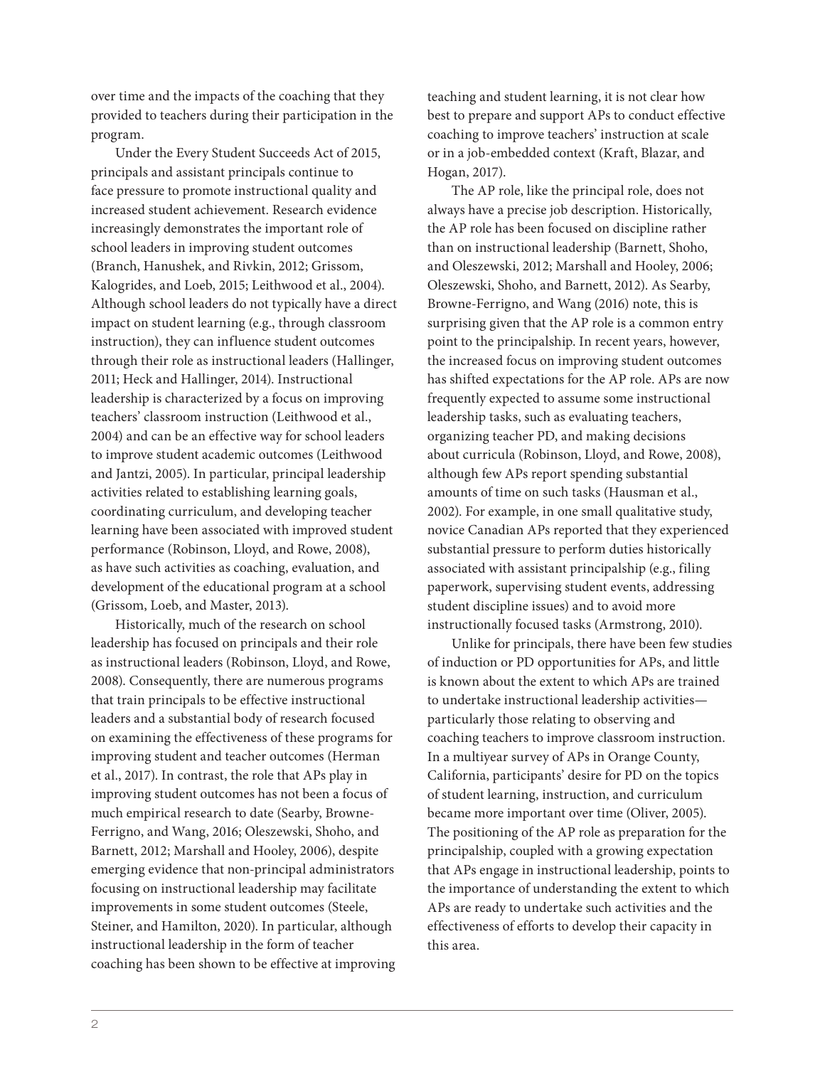over time and the impacts of the coaching that they provided to teachers during their participation in the program.

Under the Every Student Succeeds Act of 2015, principals and assistant principals continue to face pressure to promote instructional quality and increased student achievement. Research evidence increasingly demonstrates the important role of school leaders in improving student outcomes (Branch, Hanushek, and Rivkin, 2012; Grissom, Kalogrides, and Loeb, 2015; Leithwood et al., 2004). Although school leaders do not typically have a direct impact on student learning (e.g., through classroom instruction), they can influence student outcomes through their role as instructional leaders (Hallinger, 2011; Heck and Hallinger, 2014). Instructional leadership is characterized by a focus on improving teachers' classroom instruction (Leithwood et al., 2004) and can be an effective way for school leaders to improve student academic outcomes (Leithwood and Jantzi, 2005). In particular, principal leadership activities related to establishing learning goals, coordinating curriculum, and developing teacher learning have been associated with improved student performance (Robinson, Lloyd, and Rowe, 2008), as have such activities as coaching, evaluation, and development of the educational program at a school (Grissom, Loeb, and Master, 2013).

Historically, much of the research on school leadership has focused on principals and their role as instructional leaders (Robinson, Lloyd, and Rowe, 2008). Consequently, there are numerous programs that train principals to be effective instructional leaders and a substantial body of research focused on examining the effectiveness of these programs for improving student and teacher outcomes (Herman et al., 2017). In contrast, the role that APs play in improving student outcomes has not been a focus of much empirical research to date (Searby, Browne-Ferrigno, and Wang, 2016; Oleszewski, Shoho, and Barnett, 2012; Marshall and Hooley, 2006), despite emerging evidence that non-principal administrators focusing on instructional leadership may facilitate improvements in some student outcomes (Steele, Steiner, and Hamilton, 2020). In particular, although instructional leadership in the form of teacher coaching has been shown to be effective at improving teaching and student learning, it is not clear how best to prepare and support APs to conduct effective coaching to improve teachers' instruction at scale or in a job-embedded context (Kraft, Blazar, and Hogan, 2017).

The AP role, like the principal role, does not always have a precise job description. Historically, the AP role has been focused on discipline rather than on instructional leadership (Barnett, Shoho, and Oleszewski, 2012; Marshall and Hooley, 2006; Oleszewski, Shoho, and Barnett, 2012). As Searby, Browne-Ferrigno, and Wang (2016) note, this is surprising given that the AP role is a common entry point to the principalship. In recent years, however, the increased focus on improving student outcomes has shifted expectations for the AP role. APs are now frequently expected to assume some instructional leadership tasks, such as evaluating teachers, organizing teacher PD, and making decisions about curricula (Robinson, Lloyd, and Rowe, 2008), although few APs report spending substantial amounts of time on such tasks (Hausman et al., 2002). For example, in one small qualitative study, novice Canadian APs reported that they experienced substantial pressure to perform duties historically associated with assistant principalship (e.g., filing paperwork, supervising student events, addressing student discipline issues) and to avoid more instructionally focused tasks (Armstrong, 2010).

Unlike for principals, there have been few studies of induction or PD opportunities for APs, and little is known about the extent to which APs are trained to undertake instructional leadership activities—particularly those relating to observing and coaching teachers to improve classroom instruction. In a multiyear survey of APs in Orange County, California, participants' desire for PD on the topics of student learning, instruction, and curriculum became more important over time (Oliver, 2005). The positioning of the AP role as preparation for the principalship, coupled with a growing expectation that APs engage in instructional leadership, points to the importance of understanding the extent to which APs are ready to undertake such activities and the effectiveness of efforts to develop their capacity in this area.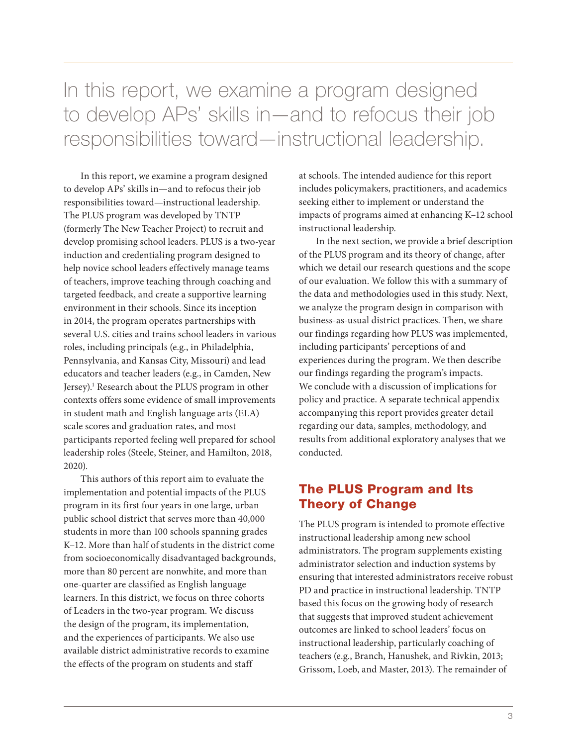In this report, we examine a program designed to develop APs' skills in—and to refocus their job responsibilities toward—instructional leadership.

In this report, we examine a program designed to develop APs' skills in—and to refocus their job responsibilities toward—instructional leadership. The PLUS program was developed by TNTP (formerly The New Teacher Project) to recruit and develop promising school leaders. PLUS is a two-year induction and credentialing program designed to help novice school leaders effectively manage teams of teachers, improve teaching through coaching and targeted feedback, and create a supportive learning environment in their schools. Since its inception in 2014, the program operates partnerships with several U.S. cities and trains school leaders in various roles, including principals (e.g., in Philadelphia, Pennsylvania, and Kansas City, Missouri) and lead educators and teacher leaders (e.g., in Camden, New Jersey).[1] Research about the PLUS program in other contexts offers some evidence of small improvements in student math and English language arts (ELA) scale scores and graduation rates, and most participants reported feeling well prepared for school leadership roles (Steele, Steiner, and Hamilton, 2018, 2020).

This authors of this report aim to evaluate the implementation and potential impacts of the PLUS program in its first four years in one large, urban public school district that serves more than 40,000 students in more than 100 schools spanning grades K–12. More than half of students in the district come from socioeconomically disadvantaged backgrounds, more than 80 percent are nonwhite, and more than one-quarter are classified as English language learners. In this district, we focus on three cohorts of Leaders in the two-year program. We discuss the design of the program, its implementation, and the experiences of participants. We also use available district administrative records to examine the effects of the program on students and staff at schools. The intended audience for this report includes policymakers, practitioners, and academics seeking either to implement or understand the impacts of programs aimed at enhancing K–12 school instructional leadership.

In the next section, we provide a brief description of the PLUS program and its theory of change, after which we detail our research questions and the scope of our evaluation. We follow this with a summary of the data and methodologies used in this study. Next, we analyze the program design in comparison with business-as-usual district practices. Then, we share our findings regarding how PLUS was implemented, including participants' perceptions of and experiences during the program. We then describe our findings regarding the program's impacts. We conclude with a discussion of implications for policy and practice. A separate technical appendix accompanying this report provides greater detail regarding our data, samples, methodology, and results from additional exploratory analyses that we conducted.

## The PLUS Program and Its Theory of Change

The PLUS program is intended to promote effective instructional leadership among new school administrators. The program supplements existing administrator selection and induction systems by ensuring that interested administrators receive robust PD and practice in instructional leadership. TNTP based this focus on the growing body of research that suggests that improved student achievement outcomes are linked to school leaders' focus on instructional leadership, particularly coaching of teachers (e.g., Branch, Hanushek, and Rivkin, 2013; Grissom, Loeb, and Master, 2013). The remainder of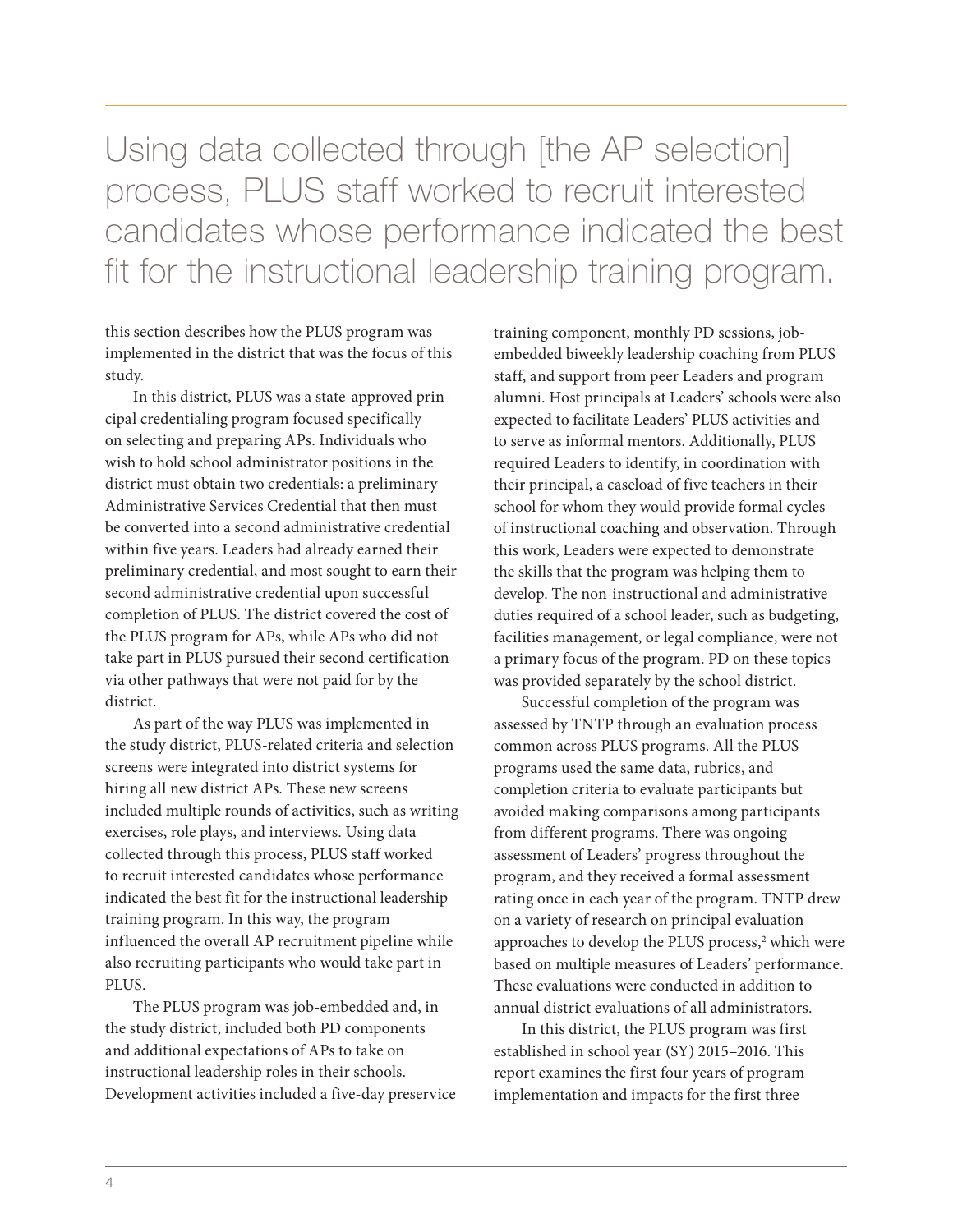> Using data collected through [the AP selection] process, PLUS staff worked to recruit interested candidates whose performance indicated the best fit for the instructional leadership training program.

this section describes how the PLUS program was implemented in the district that was the focus of this study.

In this district, PLUS was a state-approved principal credentialing program focused specifically on selecting and preparing APs. Individuals who wish to hold school administrator positions in the district must obtain two credentials: a preliminary Administrative Services Credential that then must be converted into a second administrative credential within five years. Leaders had already earned their preliminary credential, and most sought to earn their second administrative credential upon successful completion of PLUS. The district covered the cost of the PLUS program for APs, while APs who did not take part in PLUS pursued their second certification via other pathways that were not paid for by the district.

As part of the way PLUS was implemented in the study district, PLUS-related criteria and selection screens were integrated into district systems for hiring all new district APs. These new screens included multiple rounds of activities, such as writing exercises, role plays, and interviews. Using data collected through this process, PLUS staff worked to recruit interested candidates whose performance indicated the best fit for the instructional leadership training program. In this way, the program influenced the overall AP recruitment pipeline while also recruiting participants who would take part in PLUS.

The PLUS program was job-embedded and, in the study district, included both PD components and additional expectations of APs to take on instructional leadership roles in their schools. Development activities included a five-day preservice training component, monthly PD sessions, job-embedded biweekly leadership coaching from PLUS staff, and support from peer Leaders and program alumni. Host principals at Leaders' schools were also expected to facilitate Leaders' PLUS activities and to serve as informal mentors. Additionally, PLUS required Leaders to identify, in coordination with their principal, a caseload of five teachers in their school for whom they would provide formal cycles of instructional coaching and observation. Through this work, Leaders were expected to demonstrate the skills that the program was helping them to develop. The non-instructional and administrative duties required of a school leader, such as budgeting, facilities management, or legal compliance, were not a primary focus of the program. PD on these topics was provided separately by the school district.

Successful completion of the program was assessed by TNTP through an evaluation process common across PLUS programs. All the PLUS programs used the same data, rubrics, and completion criteria to evaluate participants but avoided making comparisons among participants from different programs. There was ongoing assessment of Leaders' progress throughout the program, and they received a formal assessment rating once in each year of the program. TNTP drew on a variety of research on principal evaluation approaches to develop the PLUS process,[2] which were based on multiple measures of Leaders' performance. These evaluations were conducted in addition to annual district evaluations of all administrators.

In this district, the PLUS program was first established in school year (SY) 2015–2016. This report examines the first four years of program implementation and impacts for the first three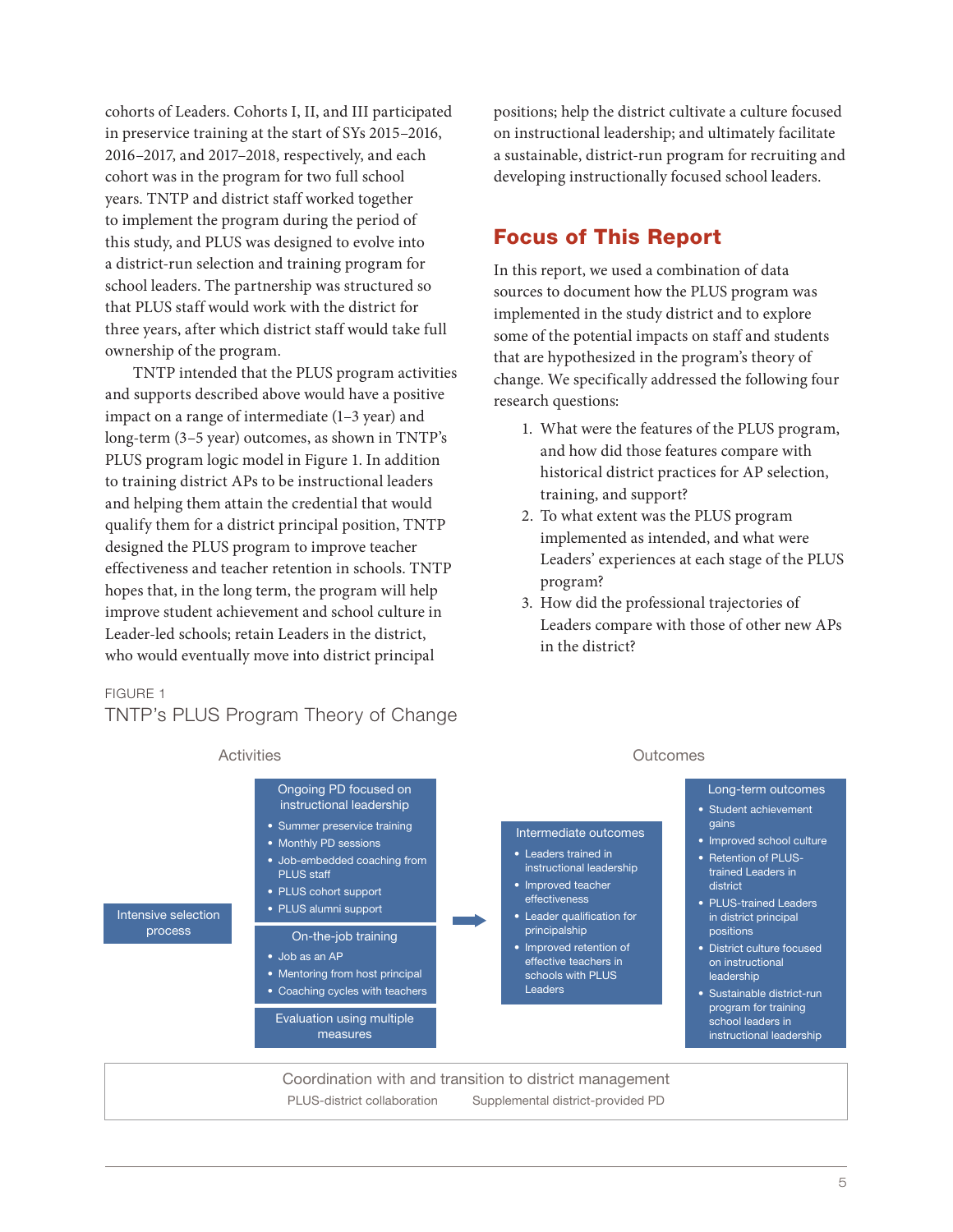cohorts of Leaders. Cohorts I, II, and III participated in preservice training at the start of SYs 2015–2016, 2016–2017, and 2017–2018, respectively, and each cohort was in the program for two full school years. TNTP and district staff worked together to implement the program during the period of this study, and PLUS was designed to evolve into a district-run selection and training program for school leaders. The partnership was structured so that PLUS staff would work with the district for three years, after which district staff would take full ownership of the program.

TNTP intended that the PLUS program activities and supports described above would have a positive impact on a range of intermediate (1–3 year) and long-term (3–5 year) outcomes, as shown in TNTP's PLUS program logic model in Figure 1. In addition to training district APs to be instructional leaders and helping them attain the credential that would qualify them for a district principal position, TNTP designed the PLUS program to improve teacher effectiveness and teacher retention in schools. TNTP hopes that, in the long term, the program will help improve student achievement and school culture in Leader-led schools; retain Leaders in the district, who would eventually move into district principal positions; help the district cultivate a culture focused on instructional leadership; and ultimately facilitate a sustainable, district-run program for recruiting and developing instructionally focused school leaders.

## Focus of This Report

In this report, we used a combination of data sources to document how the PLUS program was implemented in the study district and to explore some of the potential impacts on staff and students that are hypothesized in the program's theory of change. We specifically addressed the following four research questions:

1. What were the features of the PLUS program, and how did those features compare with historical district practices for AP selection, training, and support?
2. To what extent was the PLUS program implemented as intended, and what were Leaders' experiences at each stage of the PLUS program?
3. How did the professional trajectories of Leaders compare with those of other new APs in the district?

FIGURE 1

TNTP's PLUS Program Theory of Change

**Activities**

- Intensive selection process
- Ongoing PD focused on instructional leadership
  - Summer preservice training
  - Monthly PD sessions
  - Job-embedded coaching from PLUS staff
  - PLUS cohort support
  - PLUS alumni support
- On-the-job training
  - Job as an AP
  - Mentoring from host principal
  - Coaching cycles with teachers
- Evaluation using multiple measures

**Outcomes**

- Intermediate outcomes
  - Leaders trained in instructional leadership
  - Improved teacher effectiveness
  - Leader qualification for principalship
  - Improved retention of effective teachers in schools with PLUS Leaders
- Long-term outcomes
  - Student achievement gains
  - Improved school culture
  - Retention of PLUS-trained Leaders in district
  - PLUS-trained Leaders in district principal positions
  - District culture focused on instructional leadership
  - Sustainable district-run program for training school leaders in instructional leadership

**Coordination with and transition to district management**

PLUS-district collaboration | Supplemental district-provided PD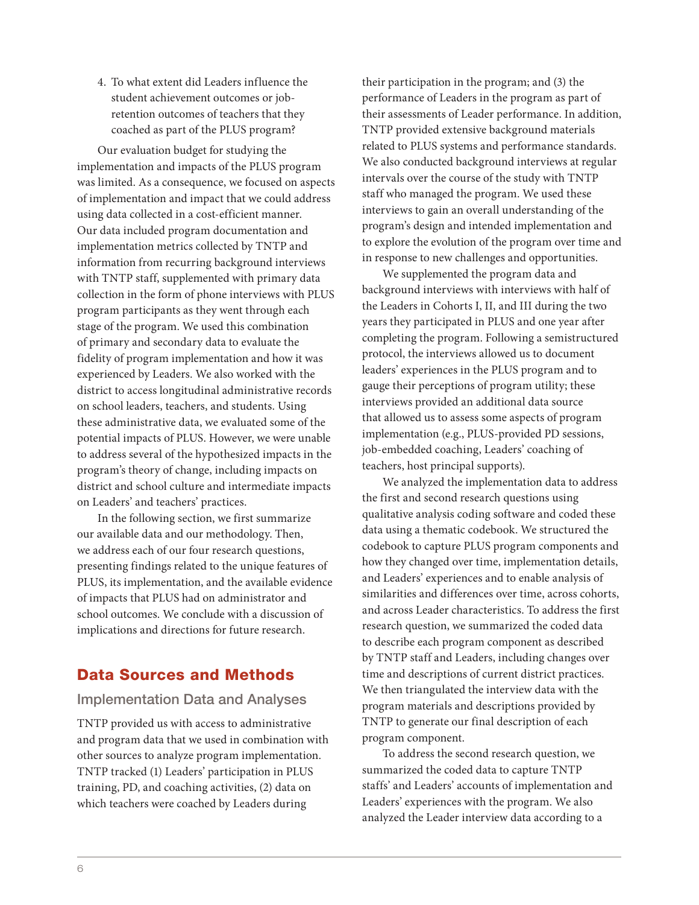4. To what extent did Leaders influence the student achievement outcomes or job-retention outcomes of teachers that they coached as part of the PLUS program?

Our evaluation budget for studying the implementation and impacts of the PLUS program was limited. As a consequence, we focused on aspects of implementation and impact that we could address using data collected in a cost-efficient manner. Our data included program documentation and implementation metrics collected by TNTP and information from recurring background interviews with TNTP staff, supplemented with primary data collection in the form of phone interviews with PLUS program participants as they went through each stage of the program. We used this combination of primary and secondary data to evaluate the fidelity of program implementation and how it was experienced by Leaders. We also worked with the district to access longitudinal administrative records on school leaders, teachers, and students. Using these administrative data, we evaluated some of the potential impacts of PLUS. However, we were unable to address several of the hypothesized impacts in the program's theory of change, including impacts on district and school culture and intermediate impacts on Leaders' and teachers' practices.

In the following section, we first summarize our available data and our methodology. Then, we address each of our four research questions, presenting findings related to the unique features of PLUS, its implementation, and the available evidence of impacts that PLUS had on administrator and school outcomes. We conclude with a discussion of implications and directions for future research.

## Data Sources and Methods

### Implementation Data and Analyses

TNTP provided us with access to administrative and program data that we used in combination with other sources to analyze program implementation. TNTP tracked (1) Leaders' participation in PLUS training, PD, and coaching activities, (2) data on which teachers were coached by Leaders during their participation in the program; and (3) the performance of Leaders in the program as part of their assessments of Leader performance. In addition, TNTP provided extensive background materials related to PLUS systems and performance standards. We also conducted background interviews at regular intervals over the course of the study with TNTP staff who managed the program. We used these interviews to gain an overall understanding of the program's design and intended implementation and to explore the evolution of the program over time and in response to new challenges and opportunities.

We supplemented the program data and background interviews with interviews with half of the Leaders in Cohorts I, II, and III during the two years they participated in PLUS and one year after completing the program. Following a semistructured protocol, the interviews allowed us to document leaders' experiences in the PLUS program and to gauge their perceptions of program utility; these interviews provided an additional data source that allowed us to assess some aspects of program implementation (e.g., PLUS-provided PD sessions, job-embedded coaching, Leaders' coaching of teachers, host principal supports).

We analyzed the implementation data to address the first and second research questions using qualitative analysis coding software and coded these data using a thematic codebook. We structured the codebook to capture PLUS program components and how they changed over time, implementation details, and Leaders' experiences and to enable analysis of similarities and differences over time, across cohorts, and across Leader characteristics. To address the first research question, we summarized the coded data to describe each program component as described by TNTP staff and Leaders, including changes over time and descriptions of current district practices. We then triangulated the interview data with the program materials and descriptions provided by TNTP to generate our final description of each program component.

To address the second research question, we summarized the coded data to capture TNTP staffs' and Leaders' accounts of implementation and Leaders' experiences with the program. We also analyzed the Leader interview data according to a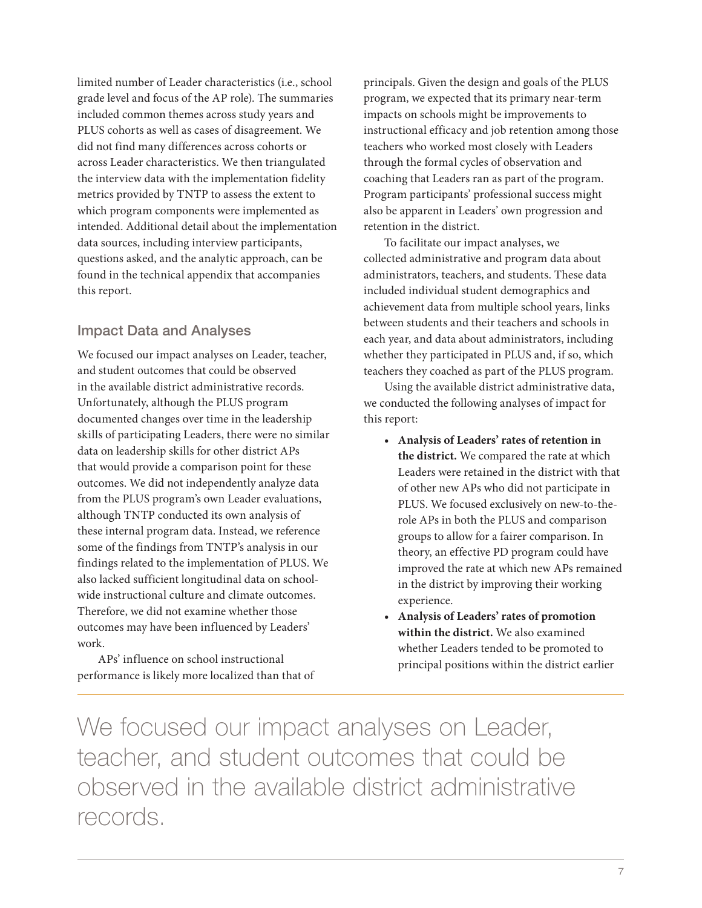limited number of Leader characteristics (i.e., school grade level and focus of the AP role). The summaries included common themes across study years and PLUS cohorts as well as cases of disagreement. We did not find many differences across cohorts or across Leader characteristics. We then triangulated the interview data with the implementation fidelity metrics provided by TNTP to assess the extent to which program components were implemented as intended. Additional detail about the implementation data sources, including interview participants, questions asked, and the analytic approach, can be found in the technical appendix that accompanies this report.

## Impact Data and Analyses

We focused our impact analyses on Leader, teacher, and student outcomes that could be observed in the available district administrative records. Unfortunately, although the PLUS program documented changes over time in the leadership skills of participating Leaders, there were no similar data on leadership skills for other district APs that would provide a comparison point for these outcomes. We did not independently analyze data from the PLUS program's own Leader evaluations, although TNTP conducted its own analysis of these internal program data. Instead, we reference some of the findings from TNTP's analysis in our findings related to the implementation of PLUS. We also lacked sufficient longitudinal data on school-wide instructional culture and climate outcomes. Therefore, we did not examine whether those outcomes may have been influenced by Leaders' work.

APs' influence on school instructional performance is likely more localized than that of principals. Given the design and goals of the PLUS program, we expected that its primary near-term impacts on schools might be improvements to instructional efficacy and job retention among those teachers who worked most closely with Leaders through the formal cycles of observation and coaching that Leaders ran as part of the program. Program participants' professional success might also be apparent in Leaders' own progression and retention in the district.

To facilitate our impact analyses, we collected administrative and program data about administrators, teachers, and students. These data included individual student demographics and achievement data from multiple school years, links between students and their teachers and schools in each year, and data about administrators, including whether they participated in PLUS and, if so, which teachers they coached as part of the PLUS program.

Using the available district administrative data, we conducted the following analyses of impact for this report:

- **Analysis of Leaders' rates of retention in the district.** We compared the rate at which Leaders were retained in the district with that of other new APs who did not participate in PLUS. We focused exclusively on new-to-the-role APs in both the PLUS and comparison groups to allow for a fairer comparison. In theory, an effective PD program could have improved the rate at which new APs remained in the district by improving their working experience.
- **Analysis of Leaders' rates of promotion within the district.** We also examined whether Leaders tended to be promoted to principal positions within the district earlier

> We focused our impact analyses on Leader, teacher, and student outcomes that could be observed in the available district administrative records.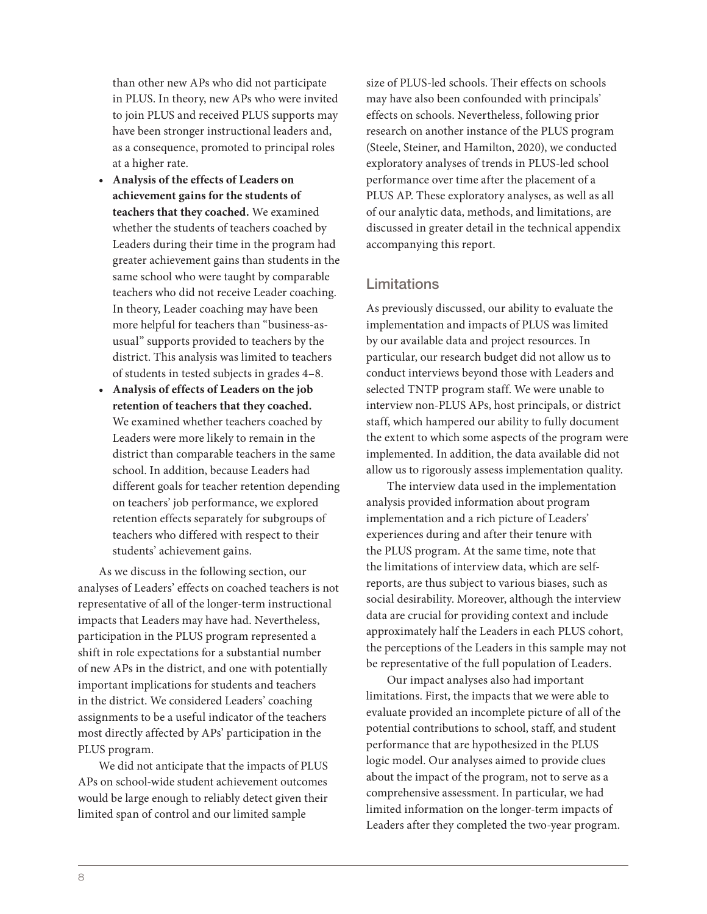than other new APs who did not participate in PLUS. In theory, new APs who were invited to join PLUS and received PLUS supports may have been stronger instructional leaders and, as a consequence, promoted to principal roles at a higher rate.

- **Analysis of the effects of Leaders on achievement gains for the students of teachers that they coached.** We examined whether the students of teachers coached by Leaders during their time in the program had greater achievement gains than students in the same school who were taught by comparable teachers who did not receive Leader coaching. In theory, Leader coaching may have been more helpful for teachers than "business-as-usual" supports provided to teachers by the district. This analysis was limited to teachers of students in tested subjects in grades 4–8.
- **Analysis of effects of Leaders on the job retention of teachers that they coached.** We examined whether teachers coached by Leaders were more likely to remain in the district than comparable teachers in the same school. In addition, because Leaders had different goals for teacher retention depending on teachers' job performance, we explored retention effects separately for subgroups of teachers who differed with respect to their students' achievement gains.

As we discuss in the following section, our analyses of Leaders' effects on coached teachers is not representative of all of the longer-term instructional impacts that Leaders may have had. Nevertheless, participation in the PLUS program represented a shift in role expectations for a substantial number of new APs in the district, and one with potentially important implications for students and teachers in the district. We considered Leaders' coaching assignments to be a useful indicator of the teachers most directly affected by APs' participation in the PLUS program.

We did not anticipate that the impacts of PLUS APs on school-wide student achievement outcomes would be large enough to reliably detect given their limited span of control and our limited sample size of PLUS-led schools. Their effects on schools may have also been confounded with principals' effects on schools. Nevertheless, following prior research on another instance of the PLUS program (Steele, Steiner, and Hamilton, 2020), we conducted exploratory analyses of trends in PLUS-led school performance over time after the placement of a PLUS AP. These exploratory analyses, as well as all of our analytic data, methods, and limitations, are discussed in greater detail in the technical appendix accompanying this report.

## Limitations

As previously discussed, our ability to evaluate the implementation and impacts of PLUS was limited by our available data and project resources. In particular, our research budget did not allow us to conduct interviews beyond those with Leaders and selected TNTP program staff. We were unable to interview non-PLUS APs, host principals, or district staff, which hampered our ability to fully document the extent to which some aspects of the program were implemented. In addition, the data available did not allow us to rigorously assess implementation quality.

The interview data used in the implementation analysis provided information about program implementation and a rich picture of Leaders' experiences during and after their tenure with the PLUS program. At the same time, note that the limitations of interview data, which are self-reports, are thus subject to various biases, such as social desirability. Moreover, although the interview data are crucial for providing context and include approximately half the Leaders in each PLUS cohort, the perceptions of the Leaders in this sample may not be representative of the full population of Leaders.

Our impact analyses also had important limitations. First, the impacts that we were able to evaluate provided an incomplete picture of all of the potential contributions to school, staff, and student performance that are hypothesized in the PLUS logic model. Our analyses aimed to provide clues about the impact of the program, not to serve as a comprehensive assessment. In particular, we had limited information on the longer-term impacts of Leaders after they completed the two-year program.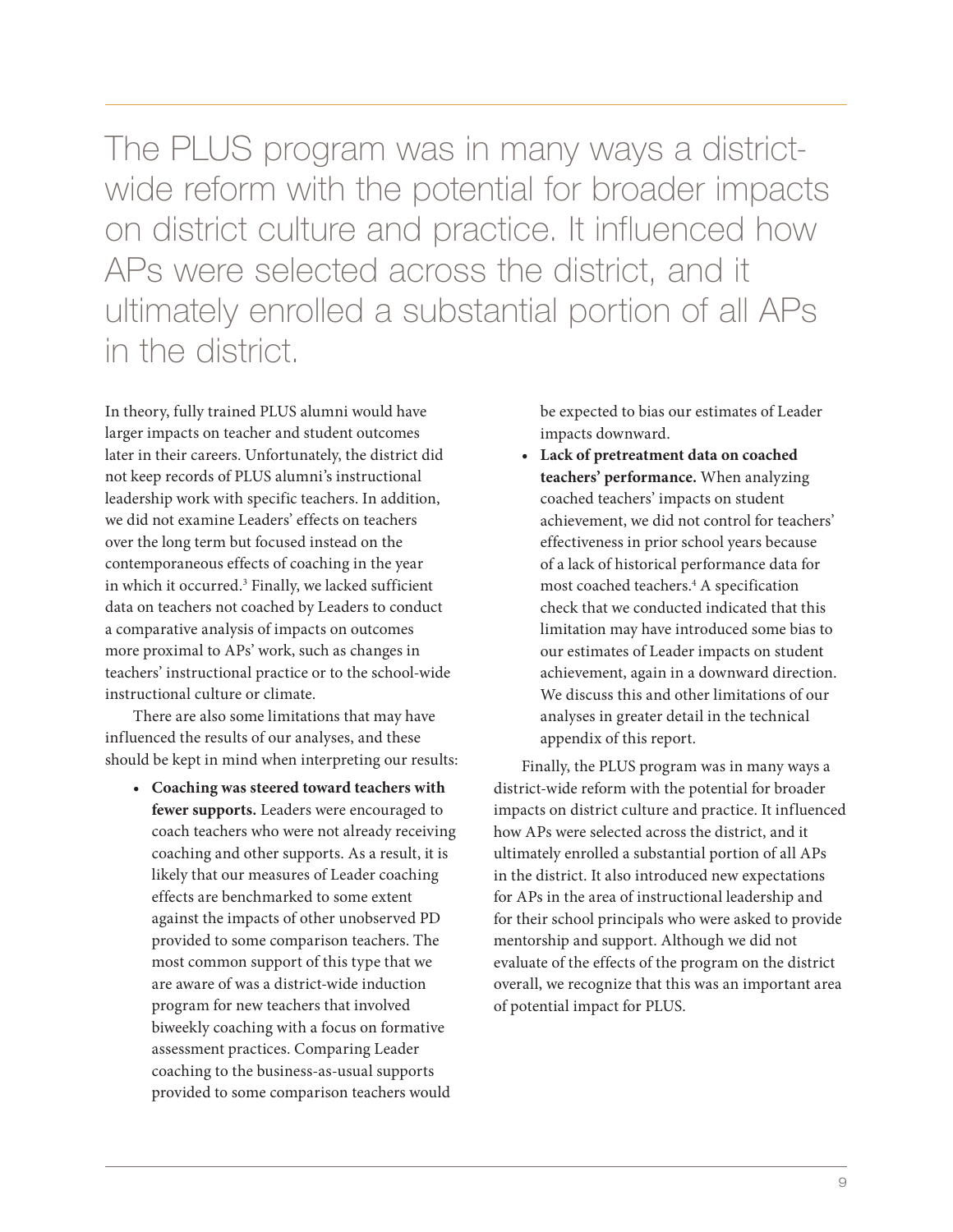> The PLUS program was in many ways a district-wide reform with the potential for broader impacts on district culture and practice. It influenced how APs were selected across the district, and it ultimately enrolled a substantial portion of all APs in the district.

In theory, fully trained PLUS alumni would have larger impacts on teacher and student outcomes later in their careers. Unfortunately, the district did not keep records of PLUS alumni's instructional leadership work with specific teachers. In addition, we did not examine Leaders' effects on teachers over the long term but focused instead on the contemporaneous effects of coaching in the year in which it occurred.[3] Finally, we lacked sufficient data on teachers not coached by Leaders to conduct a comparative analysis of impacts on outcomes more proximal to APs' work, such as changes in teachers' instructional practice or to the school-wide instructional culture or climate.

There are also some limitations that may have influenced the results of our analyses, and these should be kept in mind when interpreting our results:

- **Coaching was steered toward teachers with fewer supports.** Leaders were encouraged to coach teachers who were not already receiving coaching and other supports. As a result, it is likely that our measures of Leader coaching effects are benchmarked to some extent against the impacts of other unobserved PD provided to some comparison teachers. The most common support of this type that we are aware of was a district-wide induction program for new teachers that involved biweekly coaching with a focus on formative assessment practices. Comparing Leader coaching to the business-as-usual supports provided to some comparison teachers would be expected to bias our estimates of Leader impacts downward.
- **Lack of pretreatment data on coached teachers' performance.** When analyzing coached teachers' impacts on student achievement, we did not control for teachers' effectiveness in prior school years because of a lack of historical performance data for most coached teachers.[4] A specification check that we conducted indicated that this limitation may have introduced some bias to our estimates of Leader impacts on student achievement, again in a downward direction. We discuss this and other limitations of our analyses in greater detail in the technical appendix of this report.

Finally, the PLUS program was in many ways a district-wide reform with the potential for broader impacts on district culture and practice. It influenced how APs were selected across the district, and it ultimately enrolled a substantial portion of all APs in the district. It also introduced new expectations for APs in the area of instructional leadership and for their school principals who were asked to provide mentorship and support. Although we did not evaluate of the effects of the program on the district overall, we recognize that this was an important area of potential impact for PLUS.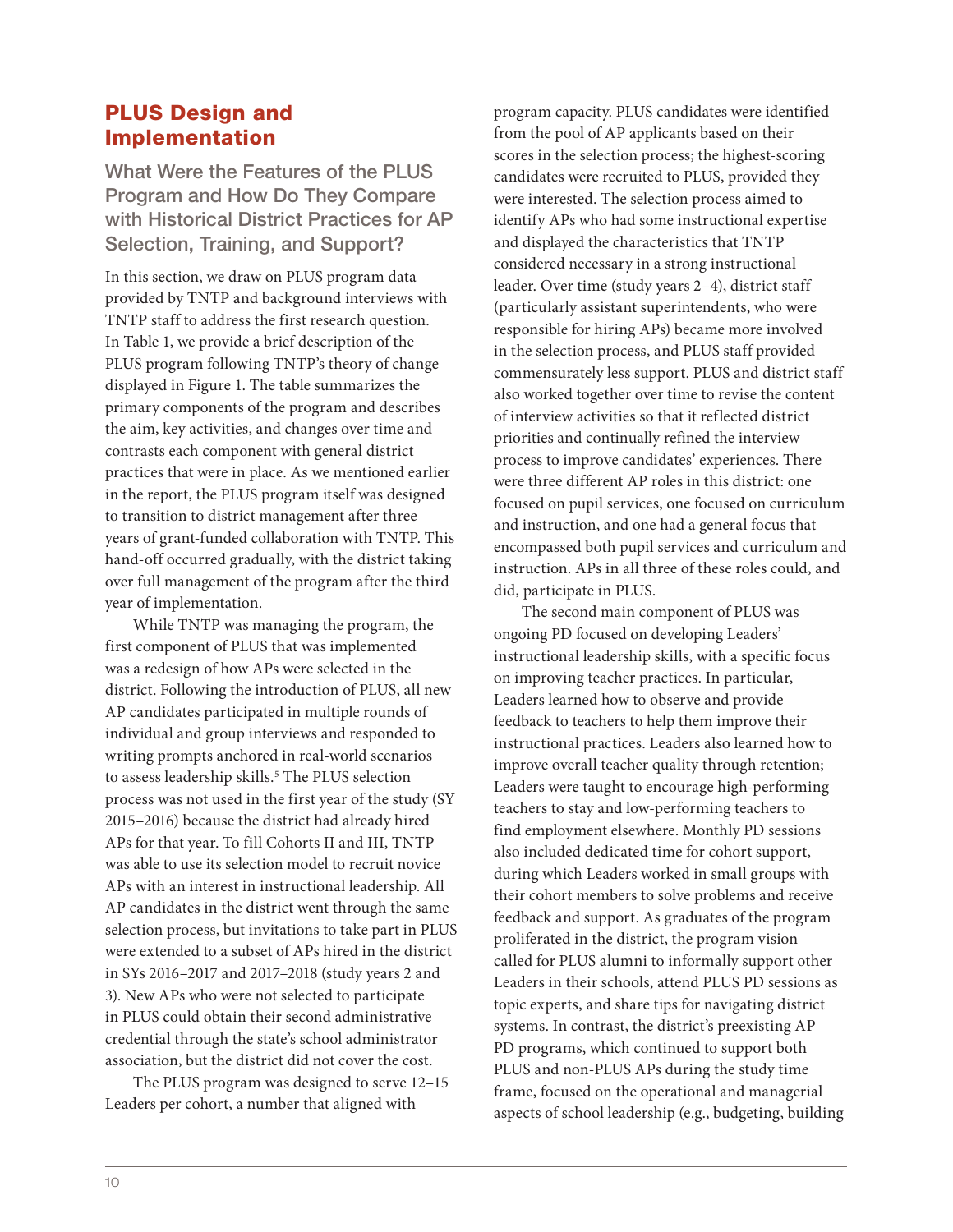## PLUS Design and Implementation

### What Were the Features of the PLUS Program and How Do They Compare with Historical District Practices for AP Selection, Training, and Support?

In this section, we draw on PLUS program data provided by TNTP and background interviews with TNTP staff to address the first research question. In Table 1, we provide a brief description of the PLUS program following TNTP's theory of change displayed in Figure 1. The table summarizes the primary components of the program and describes the aim, key activities, and changes over time and contrasts each component with general district practices that were in place. As we mentioned earlier in the report, the PLUS program itself was designed to transition to district management after three years of grant-funded collaboration with TNTP. This hand-off occurred gradually, with the district taking over full management of the program after the third year of implementation.

While TNTP was managing the program, the first component of PLUS that was implemented was a redesign of how APs were selected in the district. Following the introduction of PLUS, all new AP candidates participated in multiple rounds of individual and group interviews and responded to writing prompts anchored in real-world scenarios to assess leadership skills.[5] The PLUS selection process was not used in the first year of the study (SY 2015–2016) because the district had already hired APs for that year. To fill Cohorts II and III, TNTP was able to use its selection model to recruit novice APs with an interest in instructional leadership. All AP candidates in the district went through the same selection process, but invitations to take part in PLUS were extended to a subset of APs hired in the district in SYs 2016–2017 and 2017–2018 (study years 2 and 3). New APs who were not selected to participate in PLUS could obtain their second administrative credential through the state's school administrator association, but the district did not cover the cost.

The PLUS program was designed to serve 12–15 Leaders per cohort, a number that aligned with program capacity. PLUS candidates were identified from the pool of AP applicants based on their scores in the selection process; the highest-scoring candidates were recruited to PLUS, provided they were interested. The selection process aimed to identify APs who had some instructional expertise and displayed the characteristics that TNTP considered necessary in a strong instructional leader. Over time (study years 2–4), district staff (particularly assistant superintendents, who were responsible for hiring APs) became more involved in the selection process, and PLUS staff provided commensurately less support. PLUS and district staff also worked together over time to revise the content of interview activities so that it reflected district priorities and continually refined the interview process to improve candidates' experiences. There were three different AP roles in this district: one focused on pupil services, one focused on curriculum and instruction, and one had a general focus that encompassed both pupil services and curriculum and instruction. APs in all three of these roles could, and did, participate in PLUS.

The second main component of PLUS was ongoing PD focused on developing Leaders' instructional leadership skills, with a specific focus on improving teacher practices. In particular, Leaders learned how to observe and provide feedback to teachers to help them improve their instructional practices. Leaders also learned how to improve overall teacher quality through retention; Leaders were taught to encourage high-performing teachers to stay and low-performing teachers to find employment elsewhere. Monthly PD sessions also included dedicated time for cohort support, during which Leaders worked in small groups with their cohort members to solve problems and receive feedback and support. As graduates of the program proliferated in the district, the program vision called for PLUS alumni to informally support other Leaders in their schools, attend PLUS PD sessions as topic experts, and share tips for navigating district systems. In contrast, the district's preexisting AP PD programs, which continued to support both PLUS and non-PLUS APs during the study time frame, focused on the operational and managerial aspects of school leadership (e.g., budgeting, building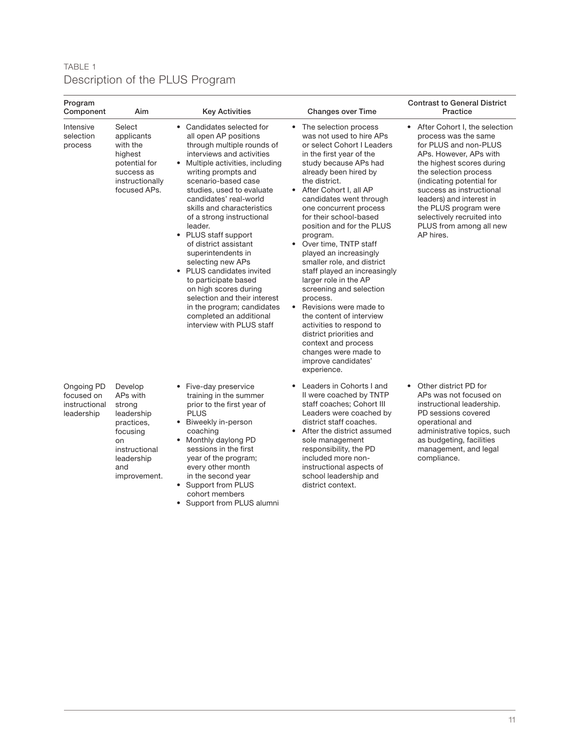TABLE 1
## Description of the PLUS Program

| Program Component | Aim | Key Activities | Changes over Time | Contrast to General District Practice |
|---|---|---|---|---|
| Intensive selection process | Select applicants with the highest potential for success as instructionally focused APs. | • Candidates selected for all open AP positions through multiple rounds of interviews and activities<br>• Multiple activities, including writing prompts and scenario-based case studies, used to evaluate candidates' real-world skills and characteristics of a strong instructional leader.<br>• PLUS staff support of district assistant superintendents in selecting new APs<br>• PLUS candidates invited to participate based on high scores during selection and their interest in the program; candidates completed an additional interview with PLUS staff | • The selection process was not used to hire APs or select Cohort I Leaders in the first year of the study because APs had already been hired by the district.<br>• After Cohort I, all AP candidates went through one concurrent process for their school-based position and for the PLUS program.<br>• Over time, TNTP staff played an increasingly smaller role, and district staff played an increasingly larger role in the AP screening and selection process.<br>• Revisions were made to the content of interview activities to respond to district priorities and context and process changes were made to improve candidates' experience. | • After Cohort I, the selection process was the same for PLUS and non-PLUS APs. However, APs with the highest scores during the selection process (indicating potential for success as instructional leaders) and interest in the PLUS program were selectively recruited into PLUS from among all new AP hires. |
| Ongoing PD focused on instructional leadership | Develop APs with strong leadership practices, focusing on instructional leadership and improvement. | • Five-day preservice training in the summer prior to the first year of PLUS<br>• Biweekly in-person coaching<br>• Monthly daylong PD sessions in the first year of the program; every other month in the second year<br>• Support from PLUS cohort members<br>• Support from PLUS alumni | • Leaders in Cohorts I and II were coached by TNTP staff coaches; Cohort III Leaders were coached by district staff coaches.<br>• After the district assumed sole management responsibility, the PD included more non-instructional aspects of school leadership and district context. | • Other district PD for APs was not focused on instructional leadership. PD sessions covered operational and administrative topics, such as budgeting, facilities management, and legal compliance. |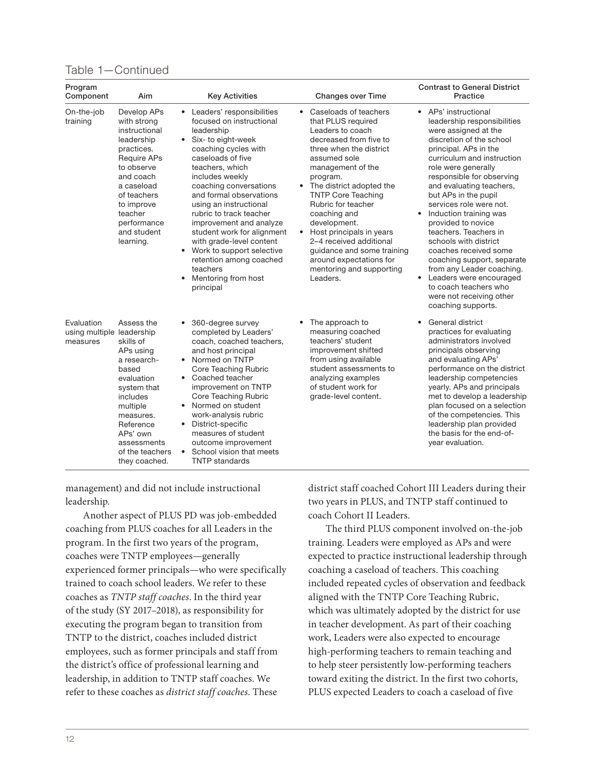Table 1—Continued

| Program Component | Aim | Key Activities | Changes over Time | Contrast to General District Practice |
|---|---|---|---|---|
| On-the-job training | Develop APs with strong instructional leadership practices. Require APs to observe and coach a caseload of teachers to improve teacher performance and student learning. | • Leaders' responsibilities focused on instructional leadership<br>• Six- to eight-week coaching cycles with caseloads of five teachers, which includes weekly coaching conversations and formal observations using an instructional rubric to track teacher improvement and analyze student work for alignment with grade-level content<br>• Work to support selective retention among coached teachers<br>• Mentoring from host principal | • Caseloads of teachers that PLUS required Leaders to coach decreased from five to three when the district assumed sole management of the program.<br>• The district adopted the TNTP Core Teaching Rubric for teacher coaching and development.<br>• Host principals in years 2–4 received additional guidance and some training around expectations for mentoring and supporting Leaders. | • APs' instructional leadership responsibilities were assigned at the discretion of the school principal. APs in the curriculum and instruction role were generally responsible for observing and evaluating teachers, but APs in the pupil services role were not.<br>• Induction training was provided to novice teachers. Teachers in schools with district coaches received some coaching support, separate from any Leader coaching.<br>• Leaders were encouraged to coach teachers who were not receiving other coaching supports. |
| Evaluation using multiple measures | Assess the leadership skills of APs using a research-based evaluation system that includes multiple measures. Reference APs' own assessments of the teachers they coached. | • 360-degree survey completed by Leaders' coach, coached teachers, and host principal<br>• Normed on TNTP Core Teaching Rubric<br>• Coached teacher improvement on TNTP Core Teaching Rubric<br>• Normed on student work-analysis rubric<br>• District-specific measures of student outcome improvement<br>• School vision that meets TNTP standards | • The approach to measuring coached teachers' student improvement shifted from using available student assessments to analyzing examples of student work for grade-level content. | • General district practices for evaluating administrators involved principals observing and evaluating APs' performance on the district leadership competencies yearly. APs and principals met to develop a leadership plan focused on a selection of the competencies. This leadership plan provided the basis for the end-of-year evaluation. |

management) and did not include instructional leadership.

Another aspect of PLUS PD was job-embedded coaching from PLUS coaches for all Leaders in the program. In the first two years of the program, coaches were TNTP employees—generally experienced former principals—who were specifically trained to coach school leaders. We refer to these coaches as *TNTP staff coaches*. In the third year of the study (SY 2017–2018), as responsibility for executing the program began to transition from TNTP to the district, coaches included district employees, such as former principals and staff from the district's office of professional learning and leadership, in addition to TNTP staff coaches. We refer to these coaches as *district staff coaches*. These district staff coached Cohort III Leaders during their two years in PLUS, and TNTP staff continued to coach Cohort II Leaders.

The third PLUS component involved on-the-job training. Leaders were employed as APs and were expected to practice instructional leadership through coaching a caseload of teachers. This coaching included repeated cycles of observation and feedback aligned with the TNTP Core Teaching Rubric, which was ultimately adopted by the district for use in teacher development. As part of their coaching work, Leaders were also expected to encourage high-performing teachers to remain teaching and to help steer persistently low-performing teachers toward exiting the district. In the first two cohorts, PLUS expected Leaders to coach a caseload of five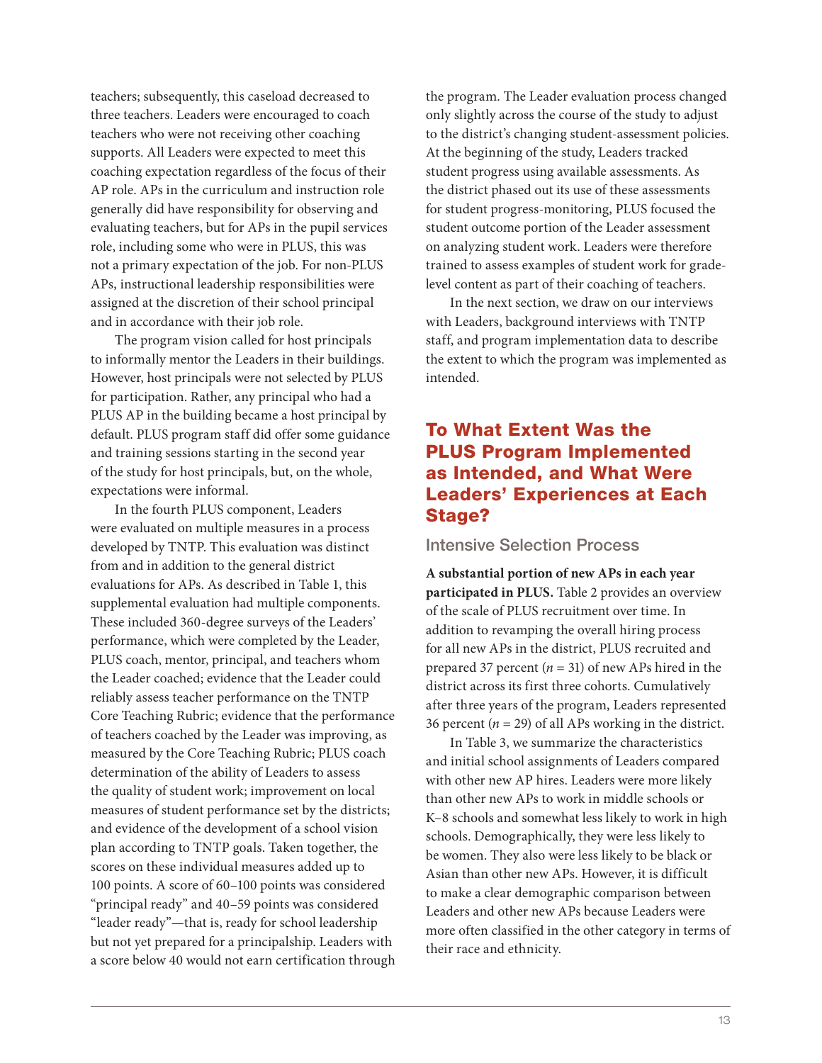teachers; subsequently, this caseload decreased to three teachers. Leaders were encouraged to coach teachers who were not receiving other coaching supports. All Leaders were expected to meet this coaching expectation regardless of the focus of their AP role. APs in the curriculum and instruction role generally did have responsibility for observing and evaluating teachers, but for APs in the pupil services role, including some who were in PLUS, this was not a primary expectation of the job. For non-PLUS APs, instructional leadership responsibilities were assigned at the discretion of their school principal and in accordance with their job role.

The program vision called for host principals to informally mentor the Leaders in their buildings. However, host principals were not selected by PLUS for participation. Rather, any principal who had a PLUS AP in the building became a host principal by default. PLUS program staff did offer some guidance and training sessions starting in the second year of the study for host principals, but, on the whole, expectations were informal.

In the fourth PLUS component, Leaders were evaluated on multiple measures in a process developed by TNTP. This evaluation was distinct from and in addition to the general district evaluations for APs. As described in Table 1, this supplemental evaluation had multiple components. These included 360-degree surveys of the Leaders' performance, which were completed by the Leader, PLUS coach, mentor, principal, and teachers whom the Leader coached; evidence that the Leader could reliably assess teacher performance on the TNTP Core Teaching Rubric; evidence that the performance of teachers coached by the Leader was improving, as measured by the Core Teaching Rubric; PLUS coach determination of the ability of Leaders to assess the quality of student work; improvement on local measures of student performance set by the districts; and evidence of the development of a school vision plan according to TNTP goals. Taken together, the scores on these individual measures added up to 100 points. A score of 60–100 points was considered "principal ready" and 40–59 points was considered "leader ready"—that is, ready for school leadership but not yet prepared for a principalship. Leaders with a score below 40 would not earn certification through the program. The Leader evaluation process changed only slightly across the course of the study to adjust to the district's changing student-assessment policies. At the beginning of the study, Leaders tracked student progress using available assessments. As the district phased out its use of these assessments for student progress-monitoring, PLUS focused the student outcome portion of the Leader assessment on analyzing student work. Leaders were therefore trained to assess examples of student work for grade-level content as part of their coaching of teachers.

In the next section, we draw on our interviews with Leaders, background interviews with TNTP staff, and program implementation data to describe the extent to which the program was implemented as intended.

## To What Extent Was the PLUS Program Implemented as Intended, and What Were Leaders' Experiences at Each Stage?

### Intensive Selection Process

**A substantial portion of new APs in each year participated in PLUS.** Table 2 provides an overview of the scale of PLUS recruitment over time. In addition to revamping the overall hiring process for all new APs in the district, PLUS recruited and prepared 37 percent ($n$ = 31) of new APs hired in the district across its first three cohorts. Cumulatively after three years of the program, Leaders represented 36 percent ($n$ = 29) of all APs working in the district.

In Table 3, we summarize the characteristics and initial school assignments of Leaders compared with other new AP hires. Leaders were more likely than other new APs to work in middle schools or K–8 schools and somewhat less likely to work in high schools. Demographically, they were less likely to be women. They also were less likely to be black or Asian than other new APs. However, it is difficult to make a clear demographic comparison between Leaders and other new APs because Leaders were more often classified in the other category in terms of their race and ethnicity.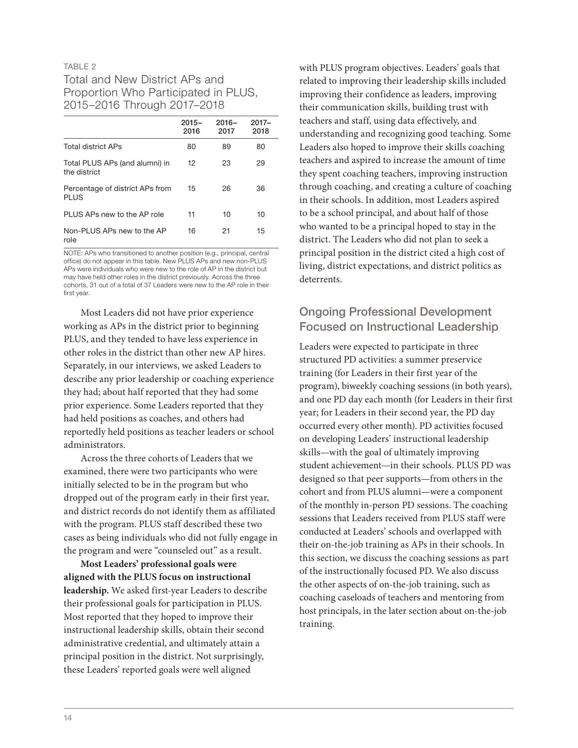TABLE 2

Total and New District APs and Proportion Who Participated in PLUS, 2015–2016 Through 2017–2018

| | 2015–2016 | 2016–2017 | 2017–2018 |
|---|---|---|---|
| Total district APs | 80 | 89 | 80 |
| Total PLUS APs (and alumni) in the district | 12 | 23 | 29 |
| Percentage of district APs from PLUS | 15 | 26 | 36 |
| PLUS APs new to the AP role | 11 | 10 | 10 |
| Non-PLUS APs new to the AP role | 16 | 21 | 15 |

NOTE: APs who transitioned to another position (e.g., principal, central office) do not appear in this table. New PLUS APs and new non-PLUS APs were individuals who were new to the role of AP in the district but may have held other roles in the district previously. Across the three cohorts, 31 out of a total of 37 Leaders were new to the AP role in their first year.

Most Leaders did not have prior experience working as APs in the district prior to beginning PLUS, and they tended to have less experience in other roles in the district than other new AP hires. Separately, in our interviews, we asked Leaders to describe any prior leadership or coaching experience they had; about half reported that they had some prior experience. Some Leaders reported that they had held positions as coaches, and others had reportedly held positions as teacher leaders or school administrators.

Across the three cohorts of Leaders that we examined, there were two participants who were initially selected to be in the program but who dropped out of the program early in their first year, and district records do not identify them as affiliated with the program. PLUS staff described these two cases as being individuals who did not fully engage in the program and were "counseled out" as a result.

**Most Leaders' professional goals were aligned with the PLUS focus on instructional leadership.** We asked first-year Leaders to describe their professional goals for participation in PLUS. Most reported that they hoped to improve their instructional leadership skills, obtain their second administrative credential, and ultimately attain a principal position in the district. Not surprisingly, these Leaders' reported goals were well aligned with PLUS program objectives. Leaders' goals that related to improving their leadership skills included improving their confidence as leaders, improving their communication skills, building trust with teachers and staff, using data effectively, and understanding and recognizing good teaching. Some Leaders also hoped to improve their skills coaching teachers and aspired to increase the amount of time they spent coaching teachers, improving instruction through coaching, and creating a culture of coaching in their schools. In addition, most Leaders aspired to be a school principal, and about half of those who wanted to be a principal hoped to stay in the district. The Leaders who did not plan to seek a principal position in the district cited a high cost of living, district expectations, and district politics as deterrents.

## Ongoing Professional Development Focused on Instructional Leadership

Leaders were expected to participate in three structured PD activities: a summer preservice training (for Leaders in their first year of the program), biweekly coaching sessions (in both years), and one PD day each month (for Leaders in their first year; for Leaders in their second year, the PD day occurred every other month). PD activities focused on developing Leaders' instructional leadership skills—with the goal of ultimately improving student achievement—in their schools. PLUS PD was designed so that peer supports—from others in the cohort and from PLUS alumni—were a component of the monthly in-person PD sessions. The coaching sessions that Leaders received from PLUS staff were conducted at Leaders' schools and overlapped with their on-the-job training as APs in their schools. In this section, we discuss the coaching sessions as part of the instructionally focused PD. We also discuss the other aspects of on-the-job training, such as coaching caseloads of teachers and mentoring from host principals, in the later section about on-the-job training.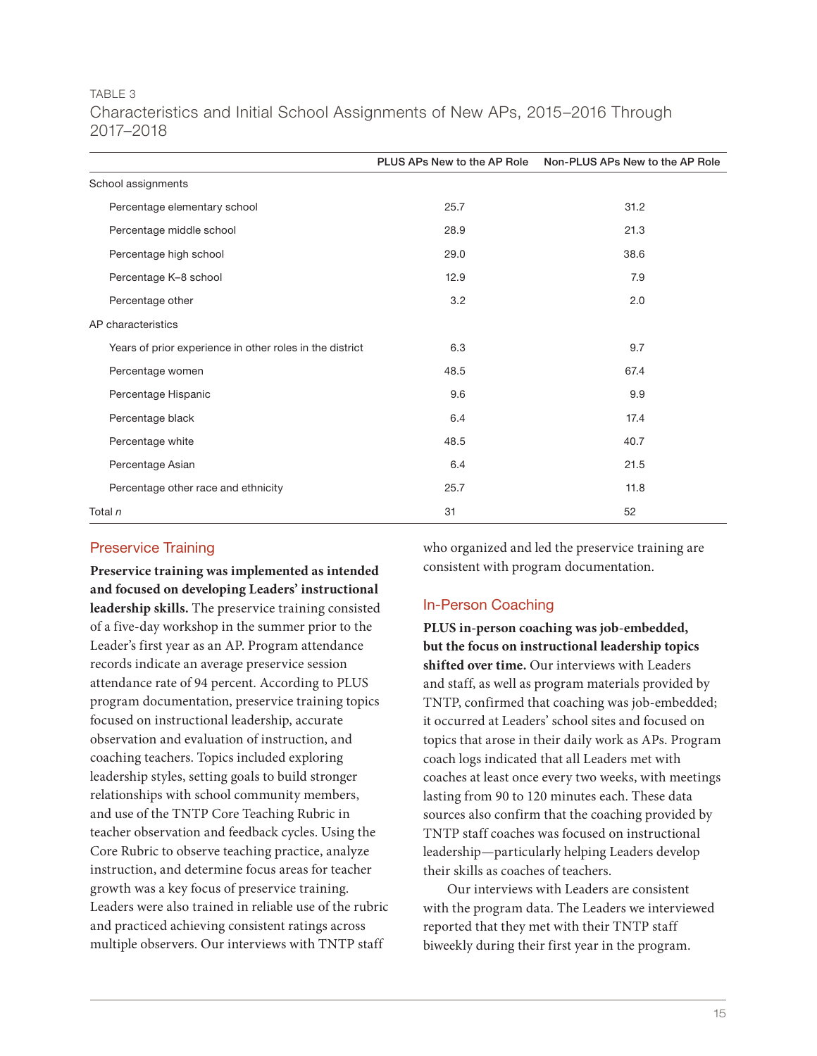TABLE 3
Characteristics and Initial School Assignments of New APs, 2015–2016 Through 2017–2018

| | PLUS APs New to the AP Role | Non-PLUS APs New to the AP Role |
|---|---|---|
| School assignments | | |
| Percentage elementary school | 25.7 | 31.2 |
| Percentage middle school | 28.9 | 21.3 |
| Percentage high school | 29.0 | 38.6 |
| Percentage K–8 school | 12.9 | 7.9 |
| Percentage other | 3.2 | 2.0 |
| AP characteristics | | |
| Years of prior experience in other roles in the district | 6.3 | 9.7 |
| Percentage women | 48.5 | 67.4 |
| Percentage Hispanic | 9.6 | 9.9 |
| Percentage black | 6.4 | 17.4 |
| Percentage white | 48.5 | 40.7 |
| Percentage Asian | 6.4 | 21.5 |
| Percentage other race and ethnicity | 25.7 | 11.8 |
| Total *n* | 31 | 52 |

## Preservice Training

**Preservice training was implemented as intended and focused on developing Leaders' instructional leadership skills.** The preservice training consisted of a five-day workshop in the summer prior to the Leader's first year as an AP. Program attendance records indicate an average preservice session attendance rate of 94 percent. According to PLUS program documentation, preservice training topics focused on instructional leadership, accurate observation and evaluation of instruction, and coaching teachers. Topics included exploring leadership styles, setting goals to build stronger relationships with school community members, and use of the TNTP Core Teaching Rubric in teacher observation and feedback cycles. Using the Core Rubric to observe teaching practice, analyze instruction, and determine focus areas for teacher growth was a key focus of preservice training. Leaders were also trained in reliable use of the rubric and practiced achieving consistent ratings across multiple observers. Our interviews with TNTP staff who organized and led the preservice training are consistent with program documentation.

## In-Person Coaching

**PLUS in-person coaching was job-embedded, but the focus on instructional leadership topics shifted over time.** Our interviews with Leaders and staff, as well as program materials provided by TNTP, confirmed that coaching was job-embedded; it occurred at Leaders' school sites and focused on topics that arose in their daily work as APs. Program coach logs indicated that all Leaders met with coaches at least once every two weeks, with meetings lasting from 90 to 120 minutes each. These data sources also confirm that the coaching provided by TNTP staff coaches was focused on instructional leadership—particularly helping Leaders develop their skills as coaches of teachers.

Our interviews with Leaders are consistent with the program data. The Leaders we interviewed reported that they met with their TNTP staff biweekly during their first year in the program.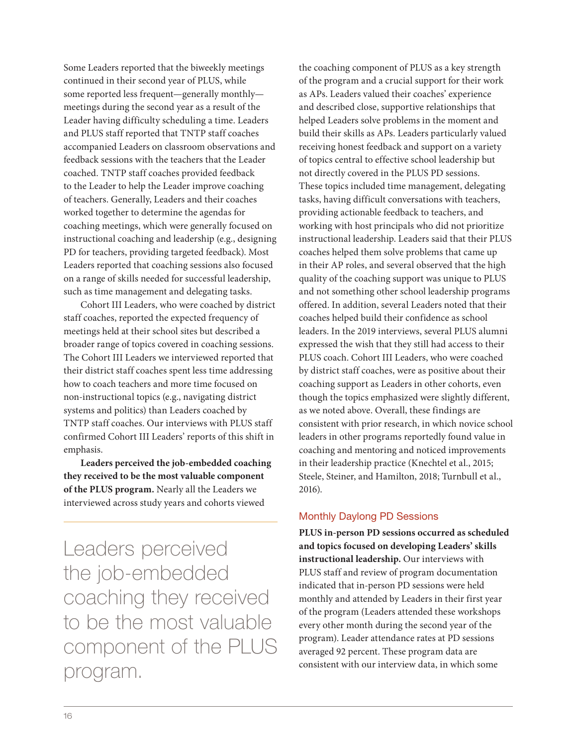Some Leaders reported that the biweekly meetings continued in their second year of PLUS, while some reported less frequent—generally monthly—meetings during the second year as a result of the Leader having difficulty scheduling a time. Leaders and PLUS staff reported that TNTP staff coaches accompanied Leaders on classroom observations and feedback sessions with the teachers that the Leader coached. TNTP staff coaches provided feedback to the Leader to help the Leader improve coaching of teachers. Generally, Leaders and their coaches worked together to determine the agendas for coaching meetings, which were generally focused on instructional coaching and leadership (e.g., designing PD for teachers, providing targeted feedback). Most Leaders reported that coaching sessions also focused on a range of skills needed for successful leadership, such as time management and delegating tasks.

Cohort III Leaders, who were coached by district staff coaches, reported the expected frequency of meetings held at their school sites but described a broader range of topics covered in coaching sessions. The Cohort III Leaders we interviewed reported that their district staff coaches spent less time addressing how to coach teachers and more time focused on non-instructional topics (e.g., navigating district systems and politics) than Leaders coached by TNTP staff coaches. Our interviews with PLUS staff confirmed Cohort III Leaders' reports of this shift in emphasis.

**Leaders perceived the job-embedded coaching they received to be the most valuable component of the PLUS program.** Nearly all the Leaders we interviewed across study years and cohorts viewed the coaching component of PLUS as a key strength of the program and a crucial support for their work as APs. Leaders valued their coaches' experience and described close, supportive relationships that helped Leaders solve problems in the moment and build their skills as APs. Leaders particularly valued receiving honest feedback and support on a variety of topics central to effective school leadership but not directly covered in the PLUS PD sessions. These topics included time management, delegating tasks, having difficult conversations with teachers, providing actionable feedback to teachers, and working with host principals who did not prioritize instructional leadership. Leaders said that their PLUS coaches helped them solve problems that came up in their AP roles, and several observed that the high quality of the coaching support was unique to PLUS and not something other school leadership programs offered. In addition, several Leaders noted that their coaches helped build their confidence as school leaders. In the 2019 interviews, several PLUS alumni expressed the wish that they still had access to their PLUS coach. Cohort III Leaders, who were coached by district staff coaches, were as positive about their coaching support as Leaders in other cohorts, even though the topics emphasized were slightly different, as we noted above. Overall, these findings are consistent with prior research, in which novice school leaders in other programs reportedly found value in coaching and mentoring and noticed improvements in their leadership practice (Knechtel et al., 2015; Steele, Steiner, and Hamilton, 2018; Turnbull et al., 2016).

> Leaders perceived the job-embedded coaching they received to be the most valuable component of the PLUS program.

### Monthly Daylong PD Sessions

**PLUS in-person PD sessions occurred as scheduled and topics focused on developing Leaders' skills instructional leadership.** Our interviews with PLUS staff and review of program documentation indicated that in-person PD sessions were held monthly and attended by Leaders in their first year of the program (Leaders attended these workshops every other month during the second year of the program). Leader attendance rates at PD sessions averaged 92 percent. These program data are consistent with our interview data, in which some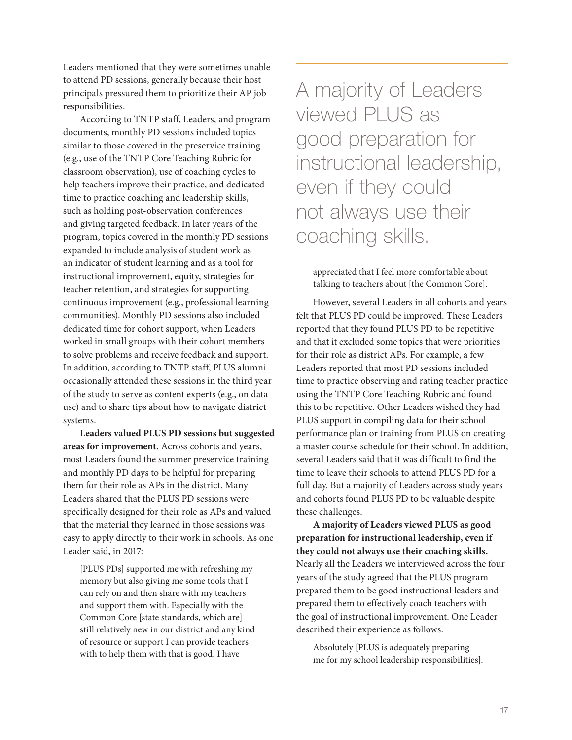Leaders mentioned that they were sometimes unable to attend PD sessions, generally because their host principals pressured them to prioritize their AP job responsibilities.

According to TNTP staff, Leaders, and program documents, monthly PD sessions included topics similar to those covered in the preservice training (e.g., use of the TNTP Core Teaching Rubric for classroom observation), use of coaching cycles to help teachers improve their practice, and dedicated time to practice coaching and leadership skills, such as holding post-observation conferences and giving targeted feedback. In later years of the program, topics covered in the monthly PD sessions expanded to include analysis of student work as an indicator of student learning and as a tool for instructional improvement, equity, strategies for teacher retention, and strategies for supporting continuous improvement (e.g., professional learning communities). Monthly PD sessions also included dedicated time for cohort support, when Leaders worked in small groups with their cohort members to solve problems and receive feedback and support. In addition, according to TNTP staff, PLUS alumni occasionally attended these sessions in the third year of the study to serve as content experts (e.g., on data use) and to share tips about how to navigate district systems.

**Leaders valued PLUS PD sessions but suggested areas for improvement.** Across cohorts and years, most Leaders found the summer preservice training and monthly PD days to be helpful for preparing them for their role as APs in the district. Many Leaders shared that the PLUS PD sessions were specifically designed for their role as APs and valued that the material they learned in those sessions was easy to apply directly to their work in schools. As one Leader said, in 2017:

> [PLUS PDs] supported me with refreshing my memory but also giving me some tools that I can rely on and then share with my teachers and support them with. Especially with the Common Core [state standards, which are] still relatively new in our district and any kind of resource or support I can provide teachers with to help them with that is good. I have appreciated that I feel more comfortable about talking to teachers about [the Common Core].

> A majority of Leaders viewed PLUS as good preparation for instructional leadership, even if they could not always use their coaching skills.

However, several Leaders in all cohorts and years felt that PLUS PD could be improved. These Leaders reported that they found PLUS PD to be repetitive and that it excluded some topics that were priorities for their role as district APs. For example, a few Leaders reported that most PD sessions included time to practice observing and rating teacher practice using the TNTP Core Teaching Rubric and found this to be repetitive. Other Leaders wished they had PLUS support in compiling data for their school performance plan or training from PLUS on creating a master course schedule for their school. In addition, several Leaders said that it was difficult to find the time to leave their schools to attend PLUS PD for a full day. But a majority of Leaders across study years and cohorts found PLUS PD to be valuable despite these challenges.

**A majority of Leaders viewed PLUS as good preparation for instructional leadership, even if they could not always use their coaching skills.** Nearly all the Leaders we interviewed across the four years of the study agreed that the PLUS program prepared them to be good instructional leaders and prepared them to effectively coach teachers with the goal of instructional improvement. One Leader described their experience as follows:

> Absolutely [PLUS is adequately preparing me for my school leadership responsibilities].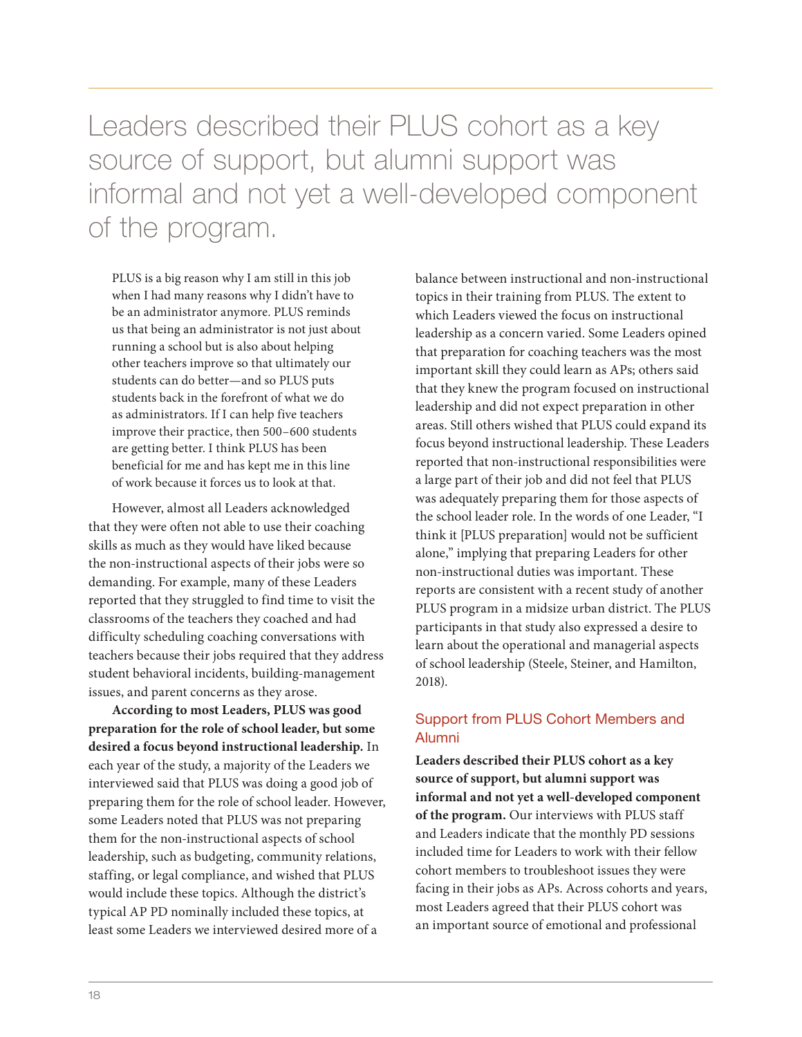Leaders described their PLUS cohort as a key source of support, but alumni support was informal and not yet a well-developed component of the program.

> PLUS is a big reason why I am still in this job when I had many reasons why I didn't have to be an administrator anymore. PLUS reminds us that being an administrator is not just about running a school but is also about helping other teachers improve so that ultimately our students can do better—and so PLUS puts students back in the forefront of what we do as administrators. If I can help five teachers improve their practice, then 500–600 students are getting better. I think PLUS has been beneficial for me and has kept me in this line of work because it forces us to look at that.

However, almost all Leaders acknowledged that they were often not able to use their coaching skills as much as they would have liked because the non-instructional aspects of their jobs were so demanding. For example, many of these Leaders reported that they struggled to find time to visit the classrooms of the teachers they coached and had difficulty scheduling coaching conversations with teachers because their jobs required that they address student behavioral incidents, building-management issues, and parent concerns as they arose.

**According to most Leaders, PLUS was good preparation for the role of school leader, but some desired a focus beyond instructional leadership.** In each year of the study, a majority of the Leaders we interviewed said that PLUS was doing a good job of preparing them for the role of school leader. However, some Leaders noted that PLUS was not preparing them for the non-instructional aspects of school leadership, such as budgeting, community relations, staffing, or legal compliance, and wished that PLUS would include these topics. Although the district's typical AP PD nominally included these topics, at least some Leaders we interviewed desired more of a balance between instructional and non-instructional topics in their training from PLUS. The extent to which Leaders viewed the focus on instructional leadership as a concern varied. Some Leaders opined that preparation for coaching teachers was the most important skill they could learn as APs; others said that they knew the program focused on instructional leadership and did not expect preparation in other areas. Still others wished that PLUS could expand its focus beyond instructional leadership. These Leaders reported that non-instructional responsibilities were a large part of their job and did not feel that PLUS was adequately preparing them for those aspects of the school leader role. In the words of one Leader, "I think it [PLUS preparation] would not be sufficient alone," implying that preparing Leaders for other non-instructional duties was important. These reports are consistent with a recent study of another PLUS program in a midsize urban district. The PLUS participants in that study also expressed a desire to learn about the operational and managerial aspects of school leadership (Steele, Steiner, and Hamilton, 2018).

## Support from PLUS Cohort Members and Alumni

**Leaders described their PLUS cohort as a key source of support, but alumni support was informal and not yet a well-developed component of the program.** Our interviews with PLUS staff and Leaders indicate that the monthly PD sessions included time for Leaders to work with their fellow cohort members to troubleshoot issues they were facing in their jobs as APs. Across cohorts and years, most Leaders agreed that their PLUS cohort was an important source of emotional and professional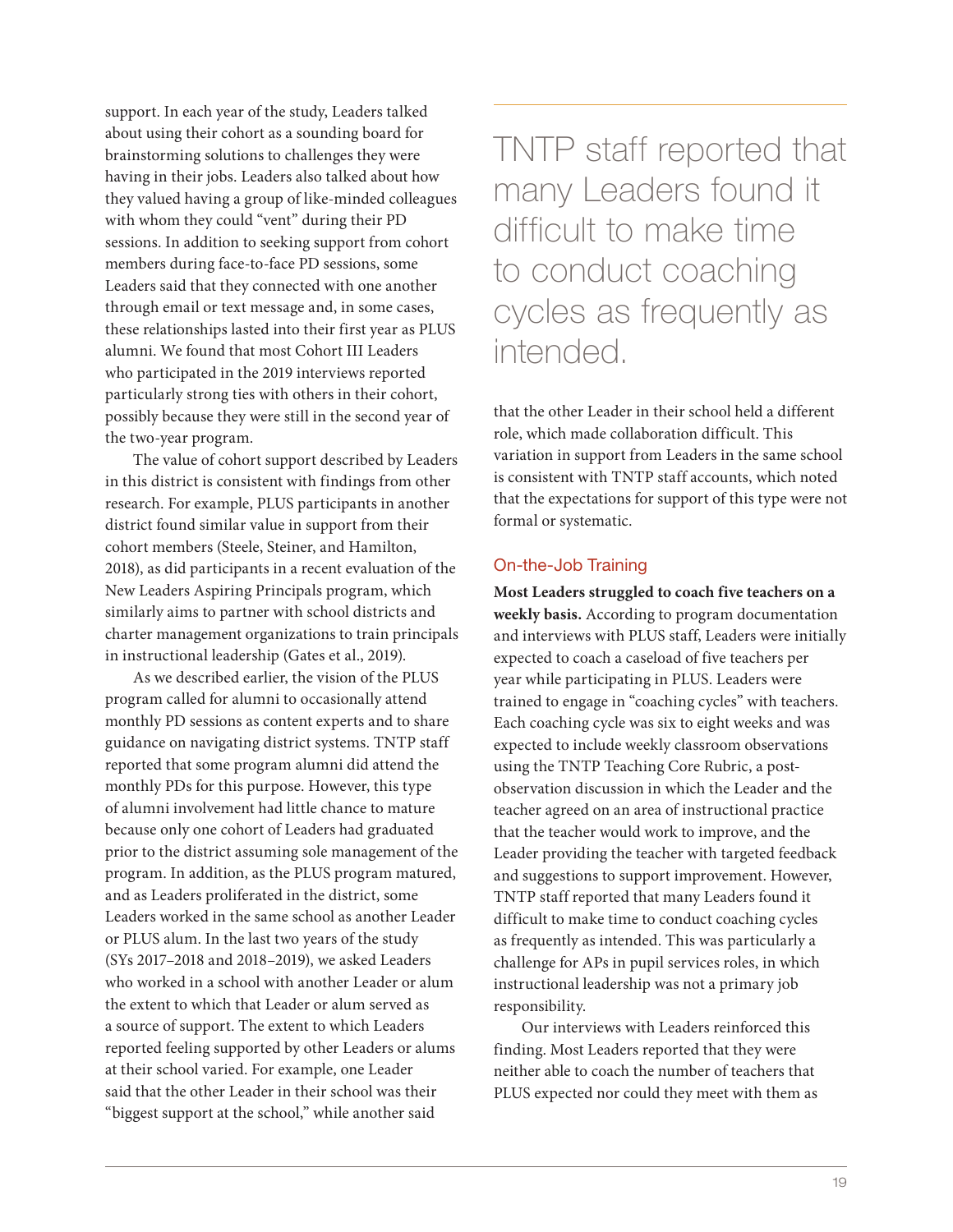support. In each year of the study, Leaders talked about using their cohort as a sounding board for brainstorming solutions to challenges they were having in their jobs. Leaders also talked about how they valued having a group of like-minded colleagues with whom they could "vent" during their PD sessions. In addition to seeking support from cohort members during face-to-face PD sessions, some Leaders said that they connected with one another through email or text message and, in some cases, these relationships lasted into their first year as PLUS alumni. We found that most Cohort III Leaders who participated in the 2019 interviews reported particularly strong ties with others in their cohort, possibly because they were still in the second year of the two-year program.

The value of cohort support described by Leaders in this district is consistent with findings from other research. For example, PLUS participants in another district found similar value in support from their cohort members (Steele, Steiner, and Hamilton, 2018), as did participants in a recent evaluation of the New Leaders Aspiring Principals program, which similarly aims to partner with school districts and charter management organizations to train principals in instructional leadership (Gates et al., 2019).

As we described earlier, the vision of the PLUS program called for alumni to occasionally attend monthly PD sessions as content experts and to share guidance on navigating district systems. TNTP staff reported that some program alumni did attend the monthly PDs for this purpose. However, this type of alumni involvement had little chance to mature because only one cohort of Leaders had graduated prior to the district assuming sole management of the program. In addition, as the PLUS program matured, and as Leaders proliferated in the district, some Leaders worked in the same school as another Leader or PLUS alum. In the last two years of the study (SYs 2017–2018 and 2018–2019), we asked Leaders who worked in a school with another Leader or alum the extent to which that Leader or alum served as a source of support. The extent to which Leaders reported feeling supported by other Leaders or alums at their school varied. For example, one Leader said that the other Leader in their school was their "biggest support at the school," while another said that the other Leader in their school held a different role, which made collaboration difficult. This variation in support from Leaders in the same school is consistent with TNTP staff accounts, which noted that the expectations for support of this type were not formal or systematic.

> TNTP staff reported that many Leaders found it difficult to make time to conduct coaching cycles as frequently as intended.

### On-the-Job Training

**Most Leaders struggled to coach five teachers on a weekly basis.** According to program documentation and interviews with PLUS staff, Leaders were initially expected to coach a caseload of five teachers per year while participating in PLUS. Leaders were trained to engage in "coaching cycles" with teachers. Each coaching cycle was six to eight weeks and was expected to include weekly classroom observations using the TNTP Teaching Core Rubric, a post-observation discussion in which the Leader and the teacher agreed on an area of instructional practice that the teacher would work to improve, and the Leader providing the teacher with targeted feedback and suggestions to support improvement. However, TNTP staff reported that many Leaders found it difficult to make time to conduct coaching cycles as frequently as intended. This was particularly a challenge for APs in pupil services roles, in which instructional leadership was not a primary job responsibility.

Our interviews with Leaders reinforced this finding. Most Leaders reported that they were neither able to coach the number of teachers that PLUS expected nor could they meet with them as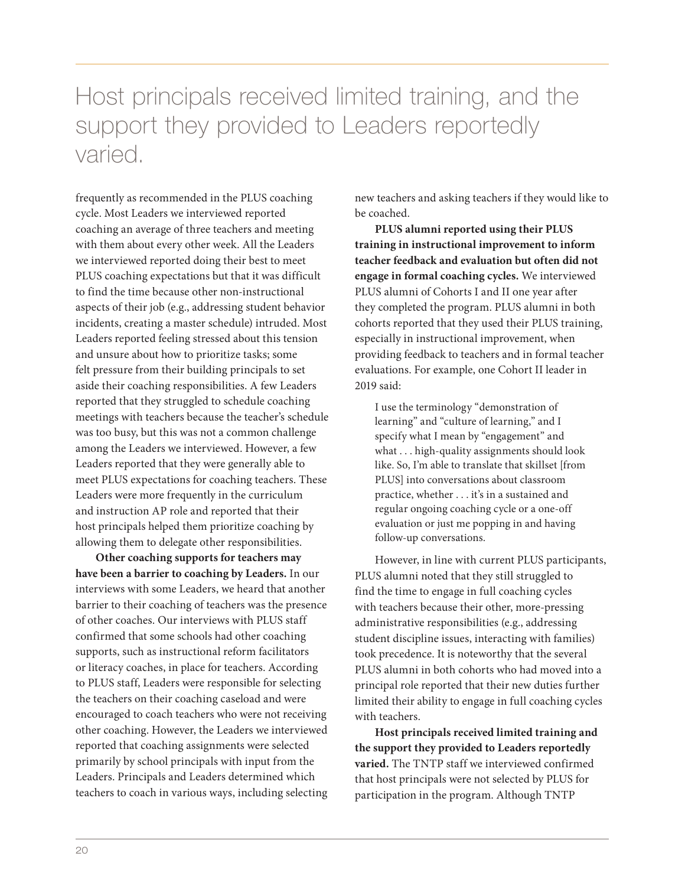# Host principals received limited training, and the support they provided to Leaders reportedly varied.

frequently as recommended in the PLUS coaching cycle. Most Leaders we interviewed reported coaching an average of three teachers and meeting with them about every other week. All the Leaders we interviewed reported doing their best to meet PLUS coaching expectations but that it was difficult to find the time because other non-instructional aspects of their job (e.g., addressing student behavior incidents, creating a master schedule) intruded. Most Leaders reported feeling stressed about this tension and unsure about how to prioritize tasks; some felt pressure from their building principals to set aside their coaching responsibilities. A few Leaders reported that they struggled to schedule coaching meetings with teachers because the teacher's schedule was too busy, but this was not a common challenge among the Leaders we interviewed. However, a few Leaders reported that they were generally able to meet PLUS expectations for coaching teachers. These Leaders were more frequently in the curriculum and instruction AP role and reported that their host principals helped them prioritize coaching by allowing them to delegate other responsibilities.

**Other coaching supports for teachers may have been a barrier to coaching by Leaders.** In our interviews with some Leaders, we heard that another barrier to their coaching of teachers was the presence of other coaches. Our interviews with PLUS staff confirmed that some schools had other coaching supports, such as instructional reform facilitators or literacy coaches, in place for teachers. According to PLUS staff, Leaders were responsible for selecting the teachers on their coaching caseload and were encouraged to coach teachers who were not receiving other coaching. However, the Leaders we interviewed reported that coaching assignments were selected primarily by school principals with input from the Leaders. Principals and Leaders determined which teachers to coach in various ways, including selecting new teachers and asking teachers if they would like to be coached.

**PLUS alumni reported using their PLUS training in instructional improvement to inform teacher feedback and evaluation but often did not engage in formal coaching cycles.** We interviewed PLUS alumni of Cohorts I and II one year after they completed the program. PLUS alumni in both cohorts reported that they used their PLUS training, especially in instructional improvement, when providing feedback to teachers and in formal teacher evaluations. For example, one Cohort II leader in 2019 said:

> I use the terminology "demonstration of learning" and "culture of learning," and I specify what I mean by "engagement" and what . . . high-quality assignments should look like. So, I'm able to translate that skillset [from PLUS] into conversations about classroom practice, whether . . . it's in a sustained and regular ongoing coaching cycle or a one-off evaluation or just me popping in and having follow-up conversations.

However, in line with current PLUS participants, PLUS alumni noted that they still struggled to find the time to engage in full coaching cycles with teachers because their other, more-pressing administrative responsibilities (e.g., addressing student discipline issues, interacting with families) took precedence. It is noteworthy that the several PLUS alumni in both cohorts who had moved into a principal role reported that their new duties further limited their ability to engage in full coaching cycles with teachers.

**Host principals received limited training and the support they provided to Leaders reportedly varied.** The TNTP staff we interviewed confirmed that host principals were not selected by PLUS for participation in the program. Although TNTP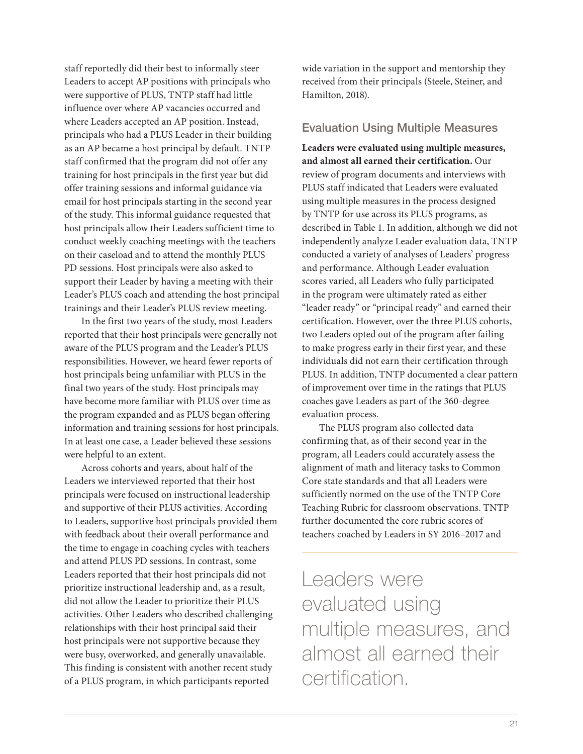staff reportedly did their best to informally steer Leaders to accept AP positions with principals who were supportive of PLUS, TNTP staff had little influence over where AP vacancies occurred and where Leaders accepted an AP position. Instead, principals who had a PLUS Leader in their building as an AP became a host principal by default. TNTP staff confirmed that the program did not offer any training for host principals in the first year but did offer training sessions and informal guidance via email for host principals starting in the second year of the study. This informal guidance requested that host principals allow their Leaders sufficient time to conduct weekly coaching meetings with the teachers on their caseload and to attend the monthly PLUS PD sessions. Host principals were also asked to support their Leader by having a meeting with their Leader's PLUS coach and attending the host principal trainings and their Leader's PLUS review meeting.

In the first two years of the study, most Leaders reported that their host principals were generally not aware of the PLUS program and the Leader's PLUS responsibilities. However, we heard fewer reports of host principals being unfamiliar with PLUS in the final two years of the study. Host principals may have become more familiar with PLUS over time as the program expanded and as PLUS began offering information and training sessions for host principals. In at least one case, a Leader believed these sessions were helpful to an extent.

Across cohorts and years, about half of the Leaders we interviewed reported that their host principals were focused on instructional leadership and supportive of their PLUS activities. According to Leaders, supportive host principals provided them with feedback about their overall performance and the time to engage in coaching cycles with teachers and attend PLUS PD sessions. In contrast, some Leaders reported that their host principals did not prioritize instructional leadership and, as a result, did not allow the Leader to prioritize their PLUS activities. Other Leaders who described challenging relationships with their host principal said their host principals were not supportive because they were busy, overworked, and generally unavailable. This finding is consistent with another recent study of a PLUS program, in which participants reported wide variation in the support and mentorship they received from their principals (Steele, Steiner, and Hamilton, 2018).

## Evaluation Using Multiple Measures

**Leaders were evaluated using multiple measures, and almost all earned their certification.** Our review of program documents and interviews with PLUS staff indicated that Leaders were evaluated using multiple measures in the process designed by TNTP for use across its PLUS programs, as described in Table 1. In addition, although we did not independently analyze Leader evaluation data, TNTP conducted a variety of analyses of Leaders' progress and performance. Although Leader evaluation scores varied, all Leaders who fully participated in the program were ultimately rated as either "leader ready" or "principal ready" and earned their certification. However, over the three PLUS cohorts, two Leaders opted out of the program after failing to make progress early in their first year, and these individuals did not earn their certification through PLUS. In addition, TNTP documented a clear pattern of improvement over time in the ratings that PLUS coaches gave Leaders as part of the 360-degree evaluation process.

The PLUS program also collected data confirming that, as of their second year in the program, all Leaders could accurately assess the alignment of math and literacy tasks to Common Core state standards and that all Leaders were sufficiently normed on the use of the TNTP Core Teaching Rubric for classroom observations. TNTP further documented the core rubric scores of teachers coached by Leaders in SY 2016–2017 and

> Leaders were evaluated using multiple measures, and almost all earned their certification.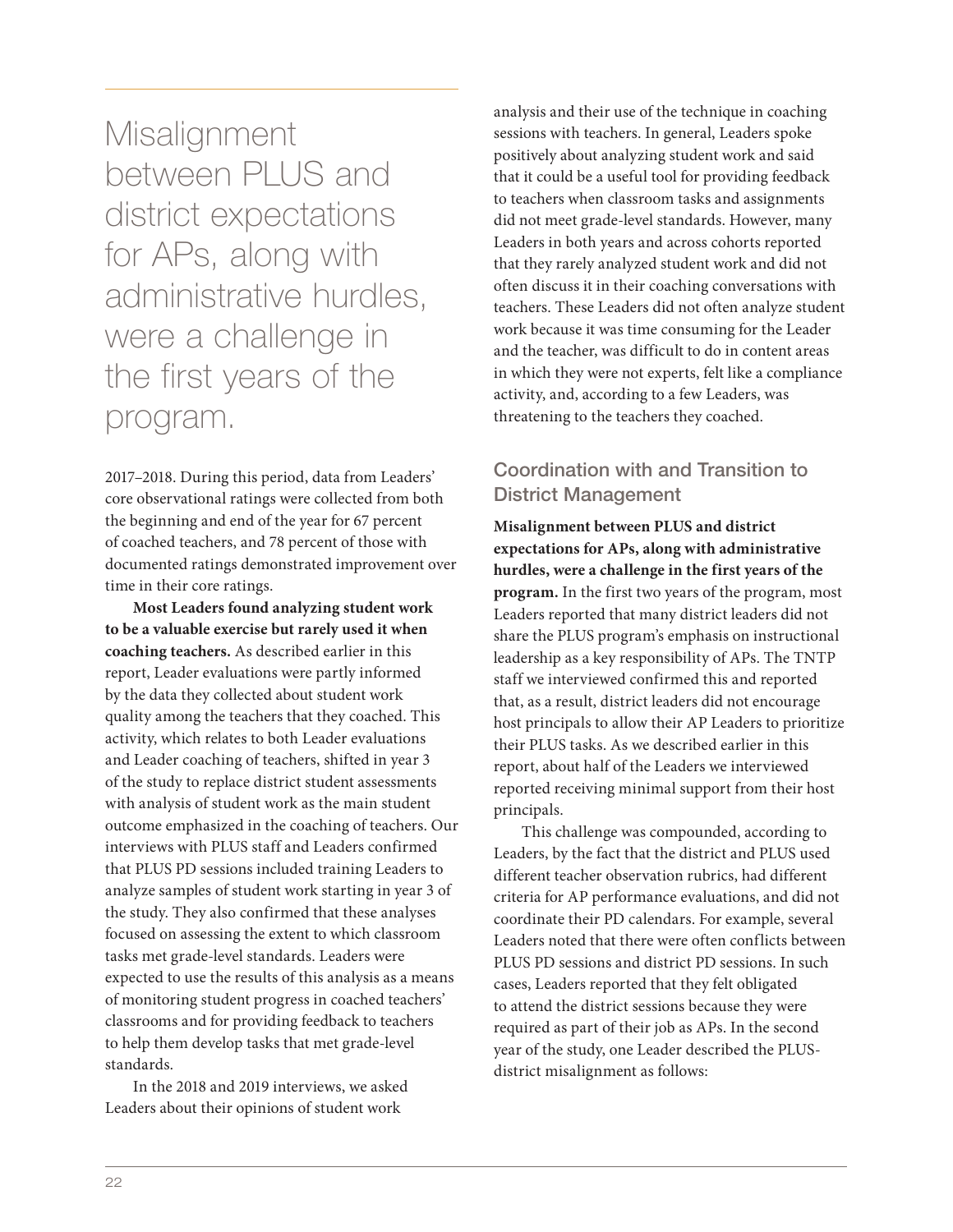> Misalignment between PLUS and district expectations for APs, along with administrative hurdles, were a challenge in the first years of the program.

2017–2018. During this period, data from Leaders' core observational ratings were collected from both the beginning and end of the year for 67 percent of coached teachers, and 78 percent of those with documented ratings demonstrated improvement over time in their core ratings.

**Most Leaders found analyzing student work to be a valuable exercise but rarely used it when coaching teachers.** As described earlier in this report, Leader evaluations were partly informed by the data they collected about student work quality among the teachers that they coached. This activity, which relates to both Leader evaluations and Leader coaching of teachers, shifted in year 3 of the study to replace district student assessments with analysis of student work as the main student outcome emphasized in the coaching of teachers. Our interviews with PLUS staff and Leaders confirmed that PLUS PD sessions included training Leaders to analyze samples of student work starting in year 3 of the study. They also confirmed that these analyses focused on assessing the extent to which classroom tasks met grade-level standards. Leaders were expected to use the results of this analysis as a means of monitoring student progress in coached teachers' classrooms and for providing feedback to teachers to help them develop tasks that met grade-level standards.

In the 2018 and 2019 interviews, we asked Leaders about their opinions of student work analysis and their use of the technique in coaching sessions with teachers. In general, Leaders spoke positively about analyzing student work and said that it could be a useful tool for providing feedback to teachers when classroom tasks and assignments did not meet grade-level standards. However, many Leaders in both years and across cohorts reported that they rarely analyzed student work and did not often discuss it in their coaching conversations with teachers. These Leaders did not often analyze student work because it was time consuming for the Leader and the teacher, was difficult to do in content areas in which they were not experts, felt like a compliance activity, and, according to a few Leaders, was threatening to the teachers they coached.

## Coordination with and Transition to District Management

**Misalignment between PLUS and district expectations for APs, along with administrative hurdles, were a challenge in the first years of the program.** In the first two years of the program, most Leaders reported that many district leaders did not share the PLUS program's emphasis on instructional leadership as a key responsibility of APs. The TNTP staff we interviewed confirmed this and reported that, as a result, district leaders did not encourage host principals to allow their AP Leaders to prioritize their PLUS tasks. As we described earlier in this report, about half of the Leaders we interviewed reported receiving minimal support from their host principals.

This challenge was compounded, according to Leaders, by the fact that the district and PLUS used different teacher observation rubrics, had different criteria for AP performance evaluations, and did not coordinate their PD calendars. For example, several Leaders noted that there were often conflicts between PLUS PD sessions and district PD sessions. In such cases, Leaders reported that they felt obligated to attend the district sessions because they were required as part of their job as APs. In the second year of the study, one Leader described the PLUS-district misalignment as follows: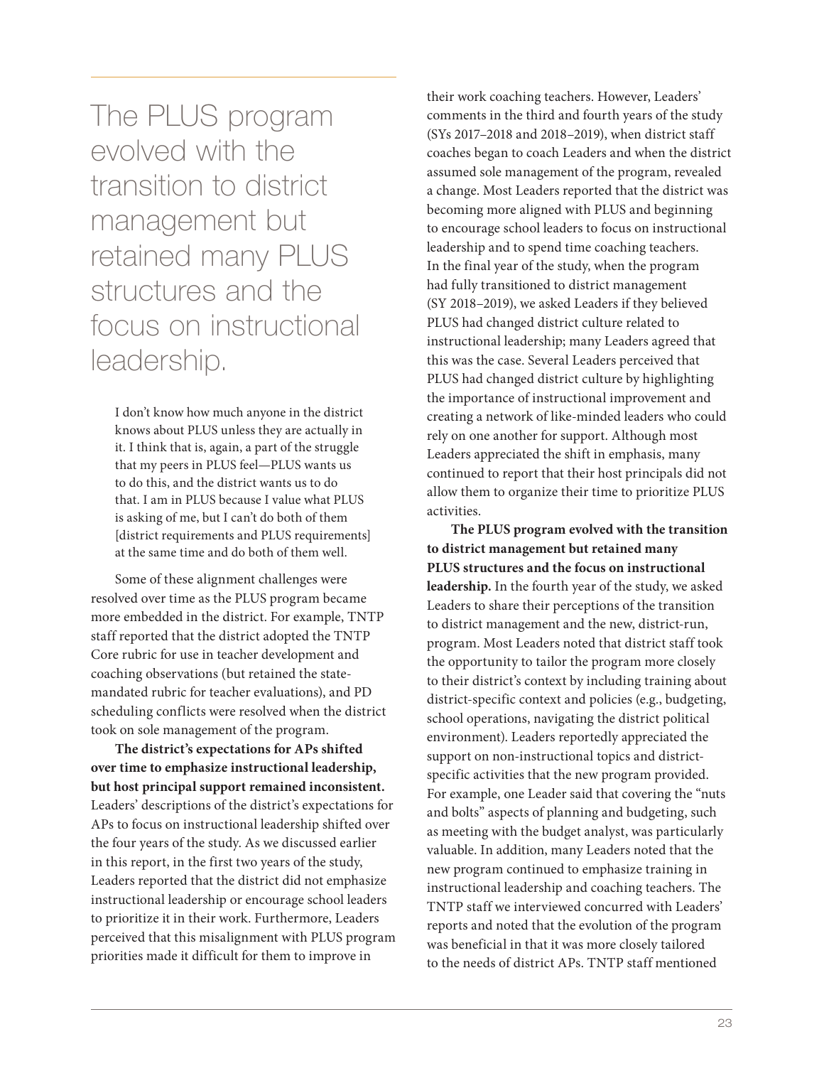> The PLUS program evolved with the transition to district management but retained many PLUS structures and the focus on instructional leadership.

> I don't know how much anyone in the district knows about PLUS unless they are actually in it. I think that is, again, a part of the struggle that my peers in PLUS feel—PLUS wants us to do this, and the district wants us to do that. I am in PLUS because I value what PLUS is asking of me, but I can't do both of them [district requirements and PLUS requirements] at the same time and do both of them well.

Some of these alignment challenges were resolved over time as the PLUS program became more embedded in the district. For example, TNTP staff reported that the district adopted the TNTP Core rubric for use in teacher development and coaching observations (but retained the state-mandated rubric for teacher evaluations), and PD scheduling conflicts were resolved when the district took on sole management of the program.

**The district's expectations for APs shifted over time to emphasize instructional leadership, but host principal support remained inconsistent.** Leaders' descriptions of the district's expectations for APs to focus on instructional leadership shifted over the four years of the study. As we discussed earlier in this report, in the first two years of the study, Leaders reported that the district did not emphasize instructional leadership or encourage school leaders to prioritize it in their work. Furthermore, Leaders perceived that this misalignment with PLUS program priorities made it difficult for them to improve in their work coaching teachers. However, Leaders' comments in the third and fourth years of the study (SYs 2017–2018 and 2018–2019), when district staff coaches began to coach Leaders and when the district assumed sole management of the program, revealed a change. Most Leaders reported that the district was becoming more aligned with PLUS and beginning to encourage school leaders to focus on instructional leadership and to spend time coaching teachers. In the final year of the study, when the program had fully transitioned to district management (SY 2018–2019), we asked Leaders if they believed PLUS had changed district culture related to instructional leadership; many Leaders agreed that this was the case. Several Leaders perceived that PLUS had changed district culture by highlighting the importance of instructional improvement and creating a network of like-minded leaders who could rely on one another for support. Although most Leaders appreciated the shift in emphasis, many continued to report that their host principals did not allow them to organize their time to prioritize PLUS activities.

**The PLUS program evolved with the transition to district management but retained many PLUS structures and the focus on instructional leadership.** In the fourth year of the study, we asked Leaders to share their perceptions of the transition to district management and the new, district-run, program. Most Leaders noted that district staff took the opportunity to tailor the program more closely to their district's context by including training about district-specific context and policies (e.g., budgeting, school operations, navigating the district political environment). Leaders reportedly appreciated the support on non-instructional topics and district-specific activities that the new program provided. For example, one Leader said that covering the "nuts and bolts" aspects of planning and budgeting, such as meeting with the budget analyst, was particularly valuable. In addition, many Leaders noted that the new program continued to emphasize training in instructional leadership and coaching teachers. The TNTP staff we interviewed concurred with Leaders' reports and noted that the evolution of the program was beneficial in that it was more closely tailored to the needs of district APs. TNTP staff mentioned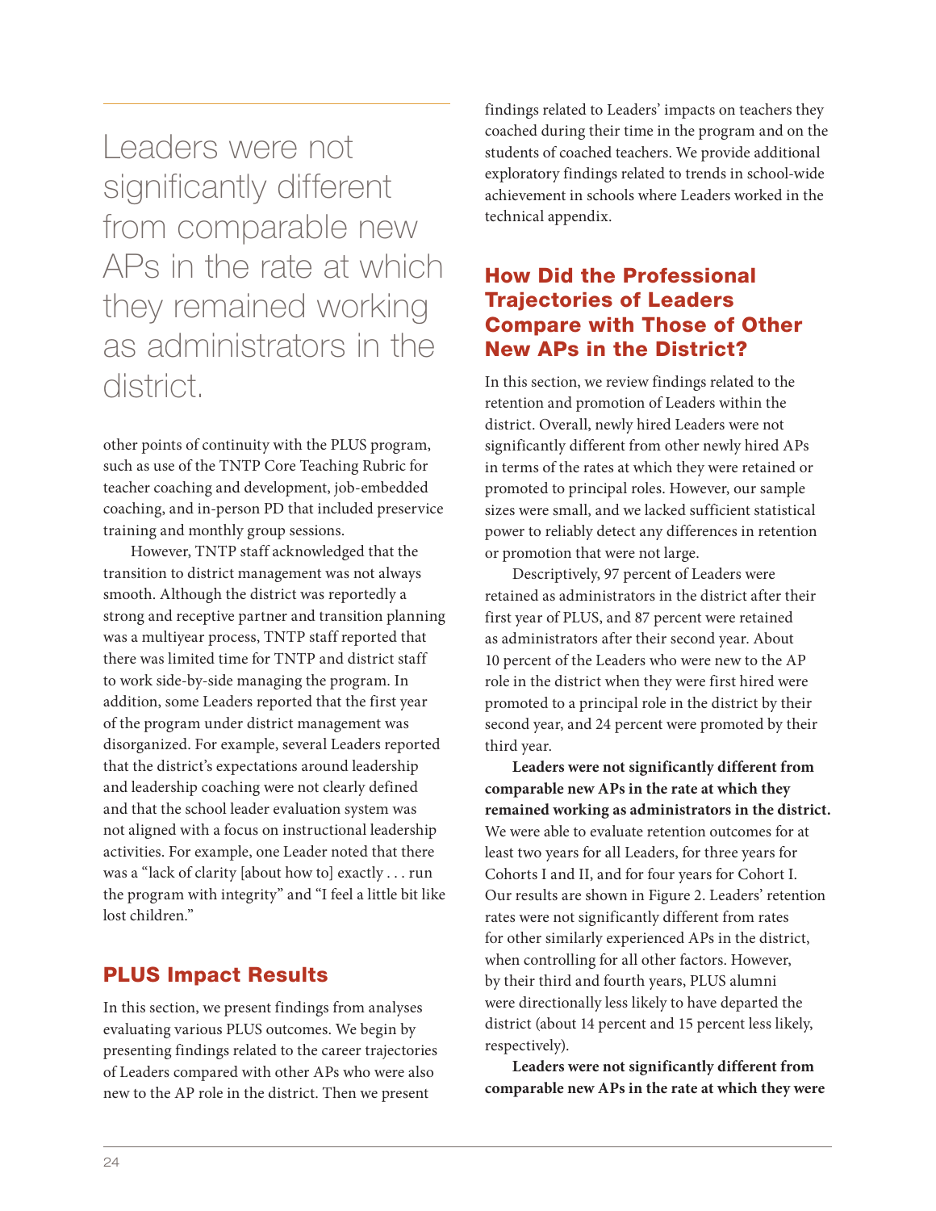> Leaders were not significantly different from comparable new APs in the rate at which they remained working as administrators in the district.

other points of continuity with the PLUS program, such as use of the TNTP Core Teaching Rubric for teacher coaching and development, job-embedded coaching, and in-person PD that included preservice training and monthly group sessions.

However, TNTP staff acknowledged that the transition to district management was not always smooth. Although the district was reportedly a strong and receptive partner and transition planning was a multiyear process, TNTP staff reported that there was limited time for TNTP and district staff to work side-by-side managing the program. In addition, some Leaders reported that the first year of the program under district management was disorganized. For example, several Leaders reported that the district's expectations around leadership and leadership coaching were not clearly defined and that the school leader evaluation system was not aligned with a focus on instructional leadership activities. For example, one Leader noted that there was a "lack of clarity [about how to] exactly . . . run the program with integrity" and "I feel a little bit like lost children."

## PLUS Impact Results

In this section, we present findings from analyses evaluating various PLUS outcomes. We begin by presenting findings related to the career trajectories of Leaders compared with other APs who were also new to the AP role in the district. Then we present findings related to Leaders' impacts on teachers they coached during their time in the program and on the students of coached teachers. We provide additional exploratory findings related to trends in school-wide achievement in schools where Leaders worked in the technical appendix.

### How Did the Professional Trajectories of Leaders Compare with Those of Other New APs in the District?

In this section, we review findings related to the retention and promotion of Leaders within the district. Overall, newly hired Leaders were not significantly different from other newly hired APs in terms of the rates at which they were retained or promoted to principal roles. However, our sample sizes were small, and we lacked sufficient statistical power to reliably detect any differences in retention or promotion that were not large.

Descriptively, 97 percent of Leaders were retained as administrators in the district after their first year of PLUS, and 87 percent were retained as administrators after their second year. About 10 percent of the Leaders who were new to the AP role in the district when they were first hired were promoted to a principal role in the district by their second year, and 24 percent were promoted by their third year.

**Leaders were not significantly different from comparable new APs in the rate at which they remained working as administrators in the district.** We were able to evaluate retention outcomes for at least two years for all Leaders, for three years for Cohorts I and II, and for four years for Cohort I. Our results are shown in Figure 2. Leaders' retention rates were not significantly different from rates for other similarly experienced APs in the district, when controlling for all other factors. However, by their third and fourth years, PLUS alumni were directionally less likely to have departed the district (about 14 percent and 15 percent less likely, respectively).

**Leaders were not significantly different from comparable new APs in the rate at which they were**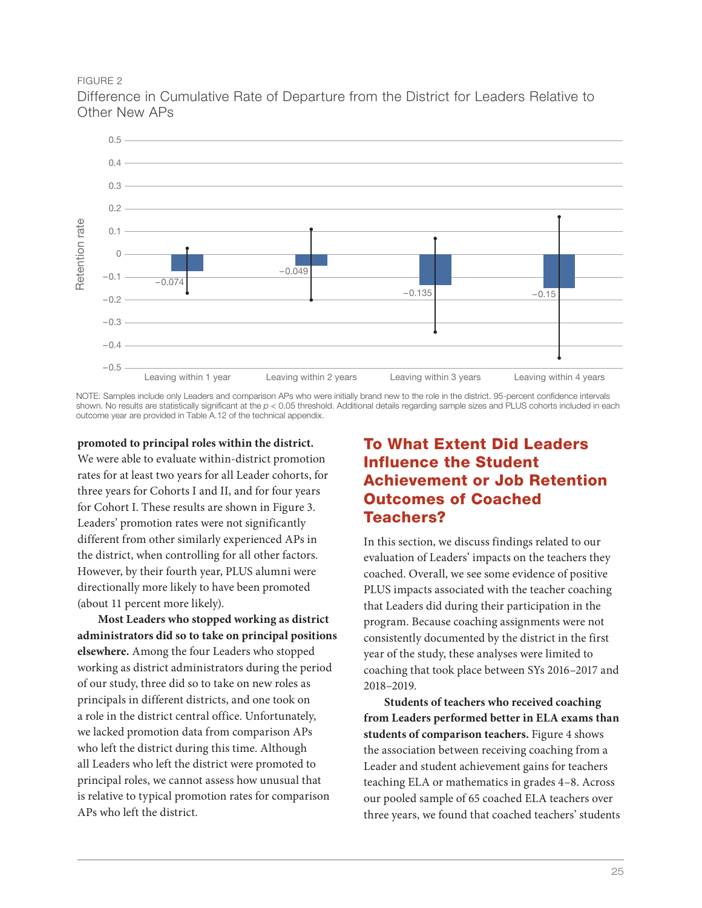FIGURE 2

Difference in Cumulative Rate of Departure from the District for Leaders Relative to Other New APs

| | Leaving within 1 year | Leaving within 2 years | Leaving within 3 years | Leaving within 4 years |
|---|---|---|---|---|
| Retention rate | −0.074 | −0.049 | −0.135 | −0.15 |

NOTE: Samples include only Leaders and comparison APs who were initially brand new to the role in the district. 95-percent confidence intervals shown. No results are statistically significant at the $p < 0.05$ threshold. Additional details regarding sample sizes and PLUS cohorts included in each outcome year are provided in Table A.12 of the technical appendix.

**promoted to principal roles within the district.** We were able to evaluate within-district promotion rates for at least two years for all Leader cohorts, for three years for Cohorts I and II, and for four years for Cohort I. These results are shown in Figure 3. Leaders' promotion rates were not significantly different from other similarly experienced APs in the district, when controlling for all other factors. However, by their fourth year, PLUS alumni were directionally more likely to have been promoted (about 11 percent more likely).

**Most Leaders who stopped working as district administrators did so to take on principal positions elsewhere.** Among the four Leaders who stopped working as district administrators during the period of our study, three did so to take on new roles as principals in different districts, and one took on a role in the district central office. Unfortunately, we lacked promotion data from comparison APs who left the district during this time. Although all Leaders who left the district were promoted to principal roles, we cannot assess how unusual that is relative to typical promotion rates for comparison APs who left the district.

## To What Extent Did Leaders Influence the Student Achievement or Job Retention Outcomes of Coached Teachers?

In this section, we discuss findings related to our evaluation of Leaders' impacts on the teachers they coached. Overall, we see some evidence of positive PLUS impacts associated with the teacher coaching that Leaders did during their participation in the program. Because coaching assignments were not consistently documented by the district in the first year of the study, these analyses were limited to coaching that took place between SYs 2016–2017 and 2018–2019.

**Students of teachers who received coaching from Leaders performed better in ELA exams than students of comparison teachers.** Figure 4 shows the association between receiving coaching from a Leader and student achievement gains for teachers teaching ELA or mathematics in grades 4–8. Across our pooled sample of 65 coached ELA teachers over three years, we found that coached teachers' students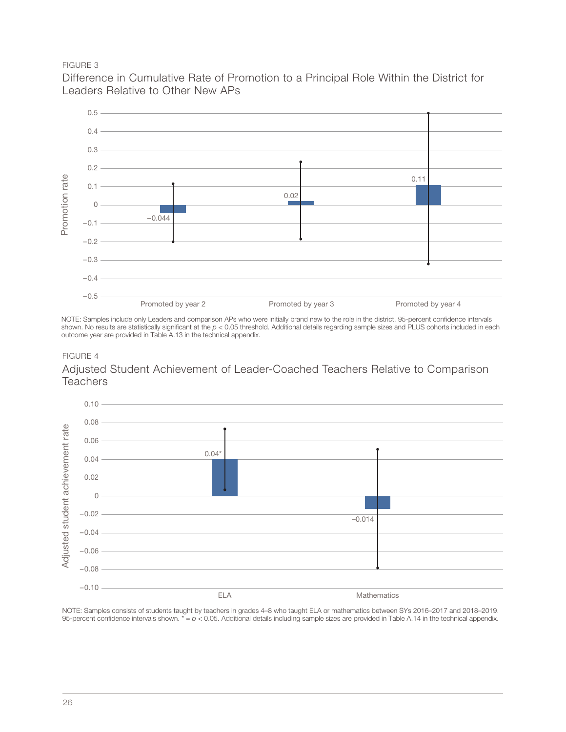FIGURE 3

Difference in Cumulative Rate of Promotion to a Principal Role Within the District for Leaders Relative to Other New APs

| | Promotion rate |
|---|---|
| Promoted by year 2 | −0.044 |
| Promoted by year 3 | 0.02 |
| Promoted by year 4 | 0.11 |

NOTE: Samples include only Leaders and comparison APs who were initially brand new to the role in the district. 95-percent confidence intervals shown. No results are statistically significant at the $p < 0.05$ threshold. Additional details regarding sample sizes and PLUS cohorts included in each outcome year are provided in Table A.13 in the technical appendix.

FIGURE 4

Adjusted Student Achievement of Leader-Coached Teachers Relative to Comparison Teachers

| | Adjusted student achievement rate |
|---|---|
| ELA | 0.04* |
| Mathematics | –0.014 |

NOTE: Samples consists of students taught by teachers in grades 4–8 who taught ELA or mathematics between SYs 2016–2017 and 2018–2019. 95-percent confidence intervals shown. * = $p < 0.05$. Additional details including sample sizes are provided in Table A.14 in the technical appendix.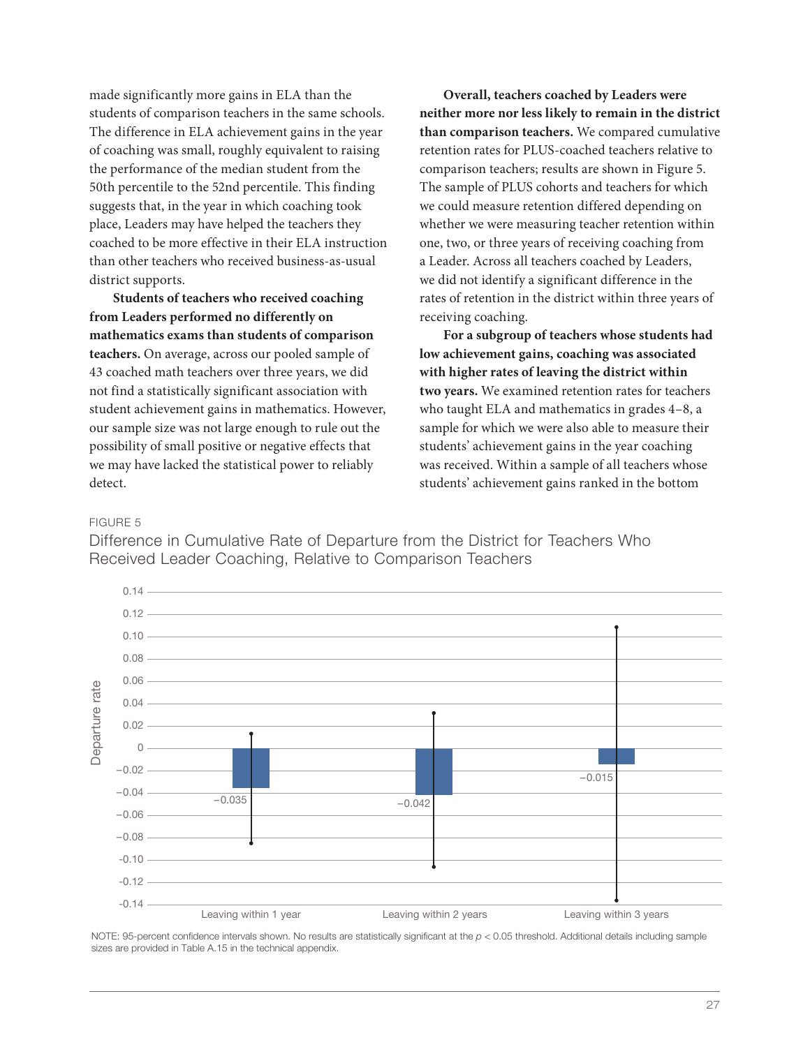made significantly more gains in ELA than the students of comparison teachers in the same schools. The difference in ELA achievement gains in the year of coaching was small, roughly equivalent to raising the performance of the median student from the 50th percentile to the 52nd percentile. This finding suggests that, in the year in which coaching took place, Leaders may have helped the teachers they coached to be more effective in their ELA instruction than other teachers who received business-as-usual district supports.

**Students of teachers who received coaching from Leaders performed no differently on mathematics exams than students of comparison teachers.** On average, across our pooled sample of 43 coached math teachers over three years, we did not find a statistically significant association with student achievement gains in mathematics. However, our sample size was not large enough to rule out the possibility of small positive or negative effects that we may have lacked the statistical power to reliably detect.

**Overall, teachers coached by Leaders were neither more nor less likely to remain in the district than comparison teachers.** We compared cumulative retention rates for PLUS-coached teachers relative to comparison teachers; results are shown in Figure 5. The sample of PLUS cohorts and teachers for which we could measure retention differed depending on whether we were measuring teacher retention within one, two, or three years of receiving coaching from a Leader. Across all teachers coached by Leaders, we did not identify a significant difference in the rates of retention in the district within three years of receiving coaching.

**For a subgroup of teachers whose students had low achievement gains, coaching was associated with higher rates of leaving the district within two years.** We examined retention rates for teachers who taught ELA and mathematics in grades 4–8, a sample for which we were also able to measure their students' achievement gains in the year coaching was received. Within a sample of all teachers whose students' achievement gains ranked in the bottom

FIGURE 5

Difference in Cumulative Rate of Departure from the District for Teachers Who Received Leader Coaching, Relative to Comparison Teachers

| | Departure rate |
|---|---|
| Leaving within 1 year | −0.035 |
| Leaving within 2 years | −0.042 |
| Leaving within 3 years | −0.015 |

NOTE: 95-percent confidence intervals shown. No results are statistically significant at the $p < 0.05$ threshold. Additional details including sample sizes are provided in Table A.15 in the technical appendix.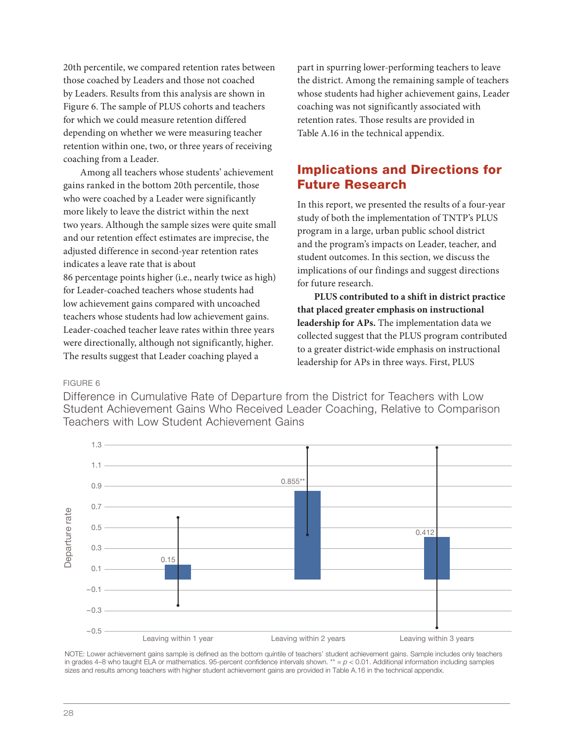20th percentile, we compared retention rates between those coached by Leaders and those not coached by Leaders. Results from this analysis are shown in Figure 6. The sample of PLUS cohorts and teachers for which we could measure retention differed depending on whether we were measuring teacher retention within one, two, or three years of receiving coaching from a Leader.

Among all teachers whose students' achievement gains ranked in the bottom 20th percentile, those who were coached by a Leader were significantly more likely to leave the district within the next two years. Although the sample sizes were quite small and our retention effect estimates are imprecise, the adjusted difference in second-year retention rates indicates a leave rate that is about 86 percentage points higher (i.e., nearly twice as high) for Leader-coached teachers whose students had low achievement gains compared with uncoached teachers whose students had low achievement gains. Leader-coached teacher leave rates within three years were directionally, although not significantly, higher. The results suggest that Leader coaching played a part in spurring lower-performing teachers to leave the district. Among the remaining sample of teachers whose students had higher achievement gains, Leader coaching was not significantly associated with retention rates. Those results are provided in Table A.16 in the technical appendix.

## Implications and Directions for Future Research

In this report, we presented the results of a four-year study of both the implementation of TNTP's PLUS program in a large, urban public school district and the program's impacts on Leader, teacher, and student outcomes. In this section, we discuss the implications of our findings and suggest directions for future research.

**PLUS contributed to a shift in district practice that placed greater emphasis on instructional leadership for APs.** The implementation data we collected suggest that the PLUS program contributed to a greater district-wide emphasis on instructional leadership for APs in three ways. First, PLUS

FIGURE 6

Difference in Cumulative Rate of Departure from the District for Teachers with Low Student Achievement Gains Who Received Leader Coaching, Relative to Comparison Teachers with Low Student Achievement Gains

| | Departure rate |
|---|---|
| Leaving within 1 year | 0.15 |
| Leaving within 2 years | 0.855** |
| Leaving within 3 years | 0.412 |

NOTE: Lower achievement gains sample is defined as the bottom quintile of teachers' student achievement gains. Sample includes only teachers in grades 4–8 who taught ELA or mathematics. 95-percent confidence intervals shown. ** = $p < 0.01$. Additional information including samples sizes and results among teachers with higher student achievement gains are provided in Table A.16 in the technical appendix.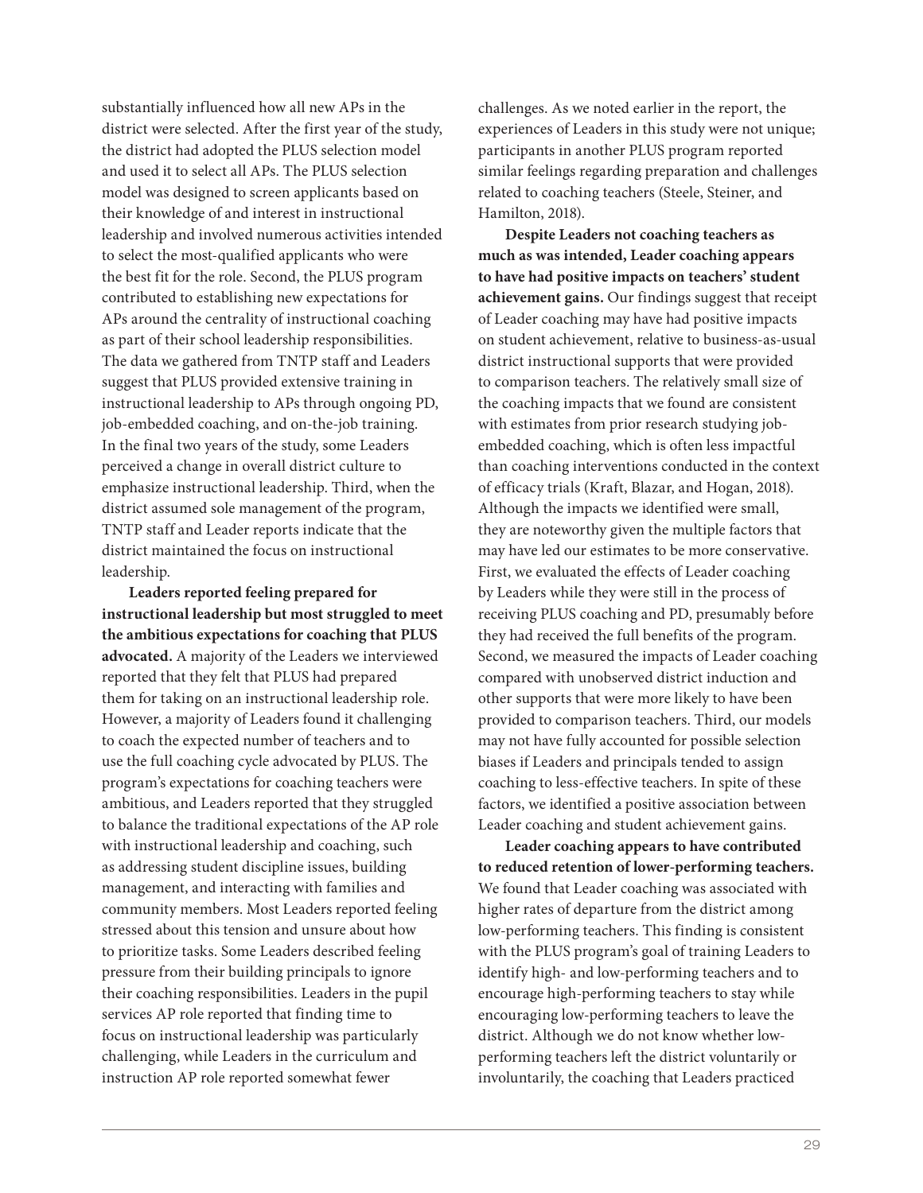substantially influenced how all new APs in the district were selected. After the first year of the study, the district had adopted the PLUS selection model and used it to select all APs. The PLUS selection model was designed to screen applicants based on their knowledge of and interest in instructional leadership and involved numerous activities intended to select the most-qualified applicants who were the best fit for the role. Second, the PLUS program contributed to establishing new expectations for APs around the centrality of instructional coaching as part of their school leadership responsibilities. The data we gathered from TNTP staff and Leaders suggest that PLUS provided extensive training in instructional leadership to APs through ongoing PD, job-embedded coaching, and on-the-job training. In the final two years of the study, some Leaders perceived a change in overall district culture to emphasize instructional leadership. Third, when the district assumed sole management of the program, TNTP staff and Leader reports indicate that the district maintained the focus on instructional leadership.

**Leaders reported feeling prepared for instructional leadership but most struggled to meet the ambitious expectations for coaching that PLUS advocated.** A majority of the Leaders we interviewed reported that they felt that PLUS had prepared them for taking on an instructional leadership role. However, a majority of Leaders found it challenging to coach the expected number of teachers and to use the full coaching cycle advocated by PLUS. The program's expectations for coaching teachers were ambitious, and Leaders reported that they struggled to balance the traditional expectations of the AP role with instructional leadership and coaching, such as addressing student discipline issues, building management, and interacting with families and community members. Most Leaders reported feeling stressed about this tension and unsure about how to prioritize tasks. Some Leaders described feeling pressure from their building principals to ignore their coaching responsibilities. Leaders in the pupil services AP role reported that finding time to focus on instructional leadership was particularly challenging, while Leaders in the curriculum and instruction AP role reported somewhat fewer challenges. As we noted earlier in the report, the experiences of Leaders in this study were not unique; participants in another PLUS program reported similar feelings regarding preparation and challenges related to coaching teachers (Steele, Steiner, and Hamilton, 2018).

**Despite Leaders not coaching teachers as much as was intended, Leader coaching appears to have had positive impacts on teachers' student achievement gains.** Our findings suggest that receipt of Leader coaching may have had positive impacts on student achievement, relative to business-as-usual district instructional supports that were provided to comparison teachers. The relatively small size of the coaching impacts that we found are consistent with estimates from prior research studying job-embedded coaching, which is often less impactful than coaching interventions conducted in the context of efficacy trials (Kraft, Blazar, and Hogan, 2018). Although the impacts we identified were small, they are noteworthy given the multiple factors that may have led our estimates to be more conservative. First, we evaluated the effects of Leader coaching by Leaders while they were still in the process of receiving PLUS coaching and PD, presumably before they had received the full benefits of the program. Second, we measured the impacts of Leader coaching compared with unobserved district induction and other supports that were more likely to have been provided to comparison teachers. Third, our models may not have fully accounted for possible selection biases if Leaders and principals tended to assign coaching to less-effective teachers. In spite of these factors, we identified a positive association between Leader coaching and student achievement gains.

**Leader coaching appears to have contributed to reduced retention of lower-performing teachers.** We found that Leader coaching was associated with higher rates of departure from the district among low-performing teachers. This finding is consistent with the PLUS program's goal of training Leaders to identify high- and low-performing teachers and to encourage high-performing teachers to stay while encouraging low-performing teachers to leave the district. Although we do not know whether low-performing teachers left the district voluntarily or involuntarily, the coaching that Leaders practiced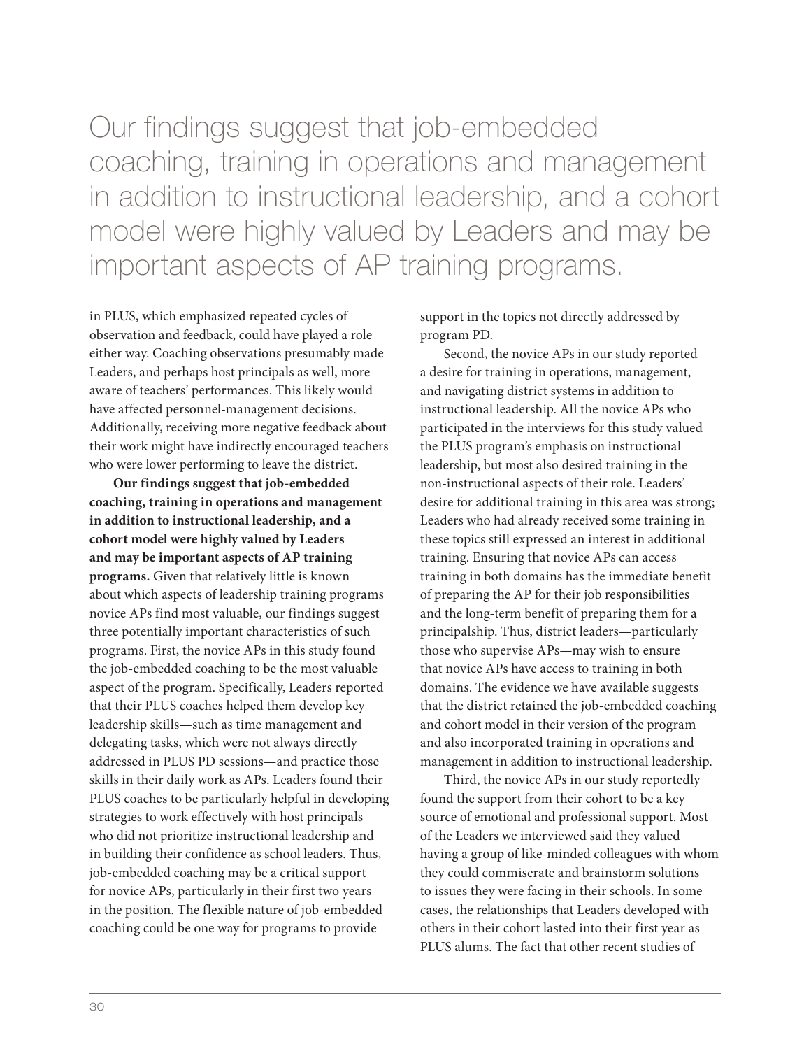> Our findings suggest that job-embedded coaching, training in operations and management in addition to instructional leadership, and a cohort model were highly valued by Leaders and may be important aspects of AP training programs.

in PLUS, which emphasized repeated cycles of observation and feedback, could have played a role either way. Coaching observations presumably made Leaders, and perhaps host principals as well, more aware of teachers' performances. This likely would have affected personnel-management decisions. Additionally, receiving more negative feedback about their work might have indirectly encouraged teachers who were lower performing to leave the district.

**Our findings suggest that job-embedded coaching, training in operations and management in addition to instructional leadership, and a cohort model were highly valued by Leaders and may be important aspects of AP training programs.** Given that relatively little is known about which aspects of leadership training programs novice APs find most valuable, our findings suggest three potentially important characteristics of such programs. First, the novice APs in this study found the job-embedded coaching to be the most valuable aspect of the program. Specifically, Leaders reported that their PLUS coaches helped them develop key leadership skills—such as time management and delegating tasks, which were not always directly addressed in PLUS PD sessions—and practice those skills in their daily work as APs. Leaders found their PLUS coaches to be particularly helpful in developing strategies to work effectively with host principals who did not prioritize instructional leadership and in building their confidence as school leaders. Thus, job-embedded coaching may be a critical support for novice APs, particularly in their first two years in the position. The flexible nature of job-embedded coaching could be one way for programs to provide support in the topics not directly addressed by program PD.

Second, the novice APs in our study reported a desire for training in operations, management, and navigating district systems in addition to instructional leadership. All the novice APs who participated in the interviews for this study valued the PLUS program's emphasis on instructional leadership, but most also desired training in the non-instructional aspects of their role. Leaders' desire for additional training in this area was strong; Leaders who had already received some training in these topics still expressed an interest in additional training. Ensuring that novice APs can access training in both domains has the immediate benefit of preparing the AP for their job responsibilities and the long-term benefit of preparing them for a principalship. Thus, district leaders—particularly those who supervise APs—may wish to ensure that novice APs have access to training in both domains. The evidence we have available suggests that the district retained the job-embedded coaching and cohort model in their version of the program and also incorporated training in operations and management in addition to instructional leadership.

Third, the novice APs in our study reportedly found the support from their cohort to be a key source of emotional and professional support. Most of the Leaders we interviewed said they valued having a group of like-minded colleagues with whom they could commiserate and brainstorm solutions to issues they were facing in their schools. In some cases, the relationships that Leaders developed with others in their cohort lasted into their first year as PLUS alums. The fact that other recent studies of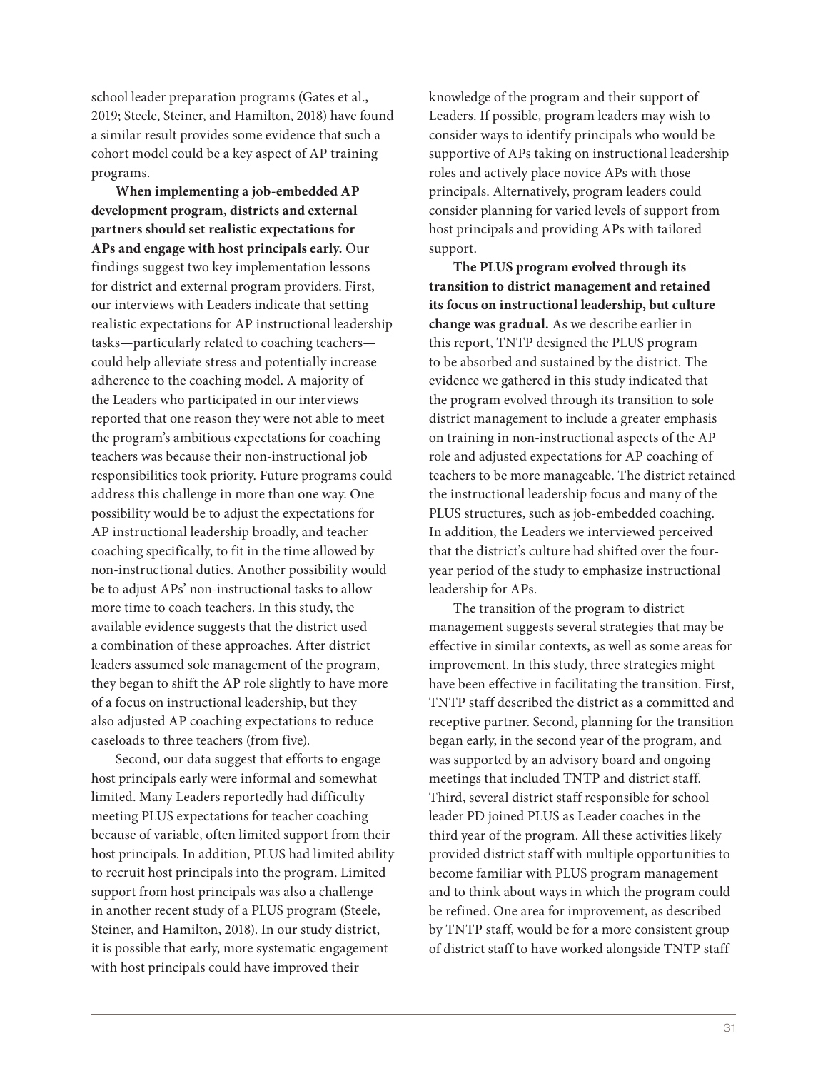school leader preparation programs (Gates et al., 2019; Steele, Steiner, and Hamilton, 2018) have found a similar result provides some evidence that such a cohort model could be a key aspect of AP training programs.

**When implementing a job-embedded AP development program, districts and external partners should set realistic expectations for APs and engage with host principals early.** Our findings suggest two key implementation lessons for district and external program providers. First, our interviews with Leaders indicate that setting realistic expectations for AP instructional leadership tasks—particularly related to coaching teachers—could help alleviate stress and potentially increase adherence to the coaching model. A majority of the Leaders who participated in our interviews reported that one reason they were not able to meet the program's ambitious expectations for coaching teachers was because their non-instructional job responsibilities took priority. Future programs could address this challenge in more than one way. One possibility would be to adjust the expectations for AP instructional leadership broadly, and teacher coaching specifically, to fit in the time allowed by non-instructional duties. Another possibility would be to adjust APs' non-instructional tasks to allow more time to coach teachers. In this study, the available evidence suggests that the district used a combination of these approaches. After district leaders assumed sole management of the program, they began to shift the AP role slightly to have more of a focus on instructional leadership, but they also adjusted AP coaching expectations to reduce caseloads to three teachers (from five).

Second, our data suggest that efforts to engage host principals early were informal and somewhat limited. Many Leaders reportedly had difficulty meeting PLUS expectations for teacher coaching because of variable, often limited support from their host principals. In addition, PLUS had limited ability to recruit host principals into the program. Limited support from host principals was also a challenge in another recent study of a PLUS program (Steele, Steiner, and Hamilton, 2018). In our study district, it is possible that early, more systematic engagement with host principals could have improved their knowledge of the program and their support of Leaders. If possible, program leaders may wish to consider ways to identify principals who would be supportive of APs taking on instructional leadership roles and actively place novice APs with those principals. Alternatively, program leaders could consider planning for varied levels of support from host principals and providing APs with tailored support.

**The PLUS program evolved through its transition to district management and retained its focus on instructional leadership, but culture change was gradual.** As we describe earlier in this report, TNTP designed the PLUS program to be absorbed and sustained by the district. The evidence we gathered in this study indicated that the program evolved through its transition to sole district management to include a greater emphasis on training in non-instructional aspects of the AP role and adjusted expectations for AP coaching of teachers to be more manageable. The district retained the instructional leadership focus and many of the PLUS structures, such as job-embedded coaching. In addition, the Leaders we interviewed perceived that the district's culture had shifted over the four-year period of the study to emphasize instructional leadership for APs.

The transition of the program to district management suggests several strategies that may be effective in similar contexts, as well as some areas for improvement. In this study, three strategies might have been effective in facilitating the transition. First, TNTP staff described the district as a committed and receptive partner. Second, planning for the transition began early, in the second year of the program, and was supported by an advisory board and ongoing meetings that included TNTP and district staff. Third, several district staff responsible for school leader PD joined PLUS as Leader coaches in the third year of the program. All these activities likely provided district staff with multiple opportunities to become familiar with PLUS program management and to think about ways in which the program could be refined. One area for improvement, as described by TNTP staff, would be for a more consistent group of district staff to have worked alongside TNTP staff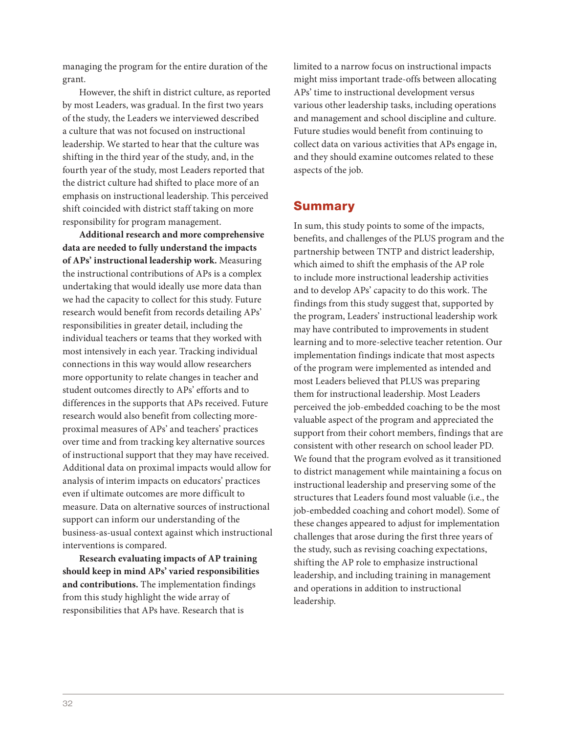managing the program for the entire duration of the grant.

However, the shift in district culture, as reported by most Leaders, was gradual. In the first two years of the study, the Leaders we interviewed described a culture that was not focused on instructional leadership. We started to hear that the culture was shifting in the third year of the study, and, in the fourth year of the study, most Leaders reported that the district culture had shifted to place more of an emphasis on instructional leadership. This perceived shift coincided with district staff taking on more responsibility for program management.

**Additional research and more comprehensive data are needed to fully understand the impacts of APs' instructional leadership work.** Measuring the instructional contributions of APs is a complex undertaking that would ideally use more data than we had the capacity to collect for this study. Future research would benefit from records detailing APs' responsibilities in greater detail, including the individual teachers or teams that they worked with most intensively in each year. Tracking individual connections in this way would allow researchers more opportunity to relate changes in teacher and student outcomes directly to APs' efforts and to differences in the supports that APs received. Future research would also benefit from collecting more-proximal measures of APs' and teachers' practices over time and from tracking key alternative sources of instructional support that they may have received. Additional data on proximal impacts would allow for analysis of interim impacts on educators' practices even if ultimate outcomes are more difficult to measure. Data on alternative sources of instructional support can inform our understanding of the business-as-usual context against which instructional interventions is compared.

**Research evaluating impacts of AP training should keep in mind APs' varied responsibilities and contributions.** The implementation findings from this study highlight the wide array of responsibilities that APs have. Research that is limited to a narrow focus on instructional impacts might miss important trade-offs between allocating APs' time to instructional development versus various other leadership tasks, including operations and management and school discipline and culture. Future studies would benefit from continuing to collect data on various activities that APs engage in, and they should examine outcomes related to these aspects of the job.

## Summary

In sum, this study points to some of the impacts, benefits, and challenges of the PLUS program and the partnership between TNTP and district leadership, which aimed to shift the emphasis of the AP role to include more instructional leadership activities and to develop APs' capacity to do this work. The findings from this study suggest that, supported by the program, Leaders' instructional leadership work may have contributed to improvements in student learning and to more-selective teacher retention. Our implementation findings indicate that most aspects of the program were implemented as intended and most Leaders believed that PLUS was preparing them for instructional leadership. Most Leaders perceived the job-embedded coaching to be the most valuable aspect of the program and appreciated the support from their cohort members, findings that are consistent with other research on school leader PD. We found that the program evolved as it transitioned to district management while maintaining a focus on instructional leadership and preserving some of the structures that Leaders found most valuable (i.e., the job-embedded coaching and cohort model). Some of these changes appeared to adjust for implementation challenges that arose during the first three years of the study, such as revising coaching expectations, shifting the AP role to emphasize instructional leadership, and including training in management and operations in addition to instructional leadership.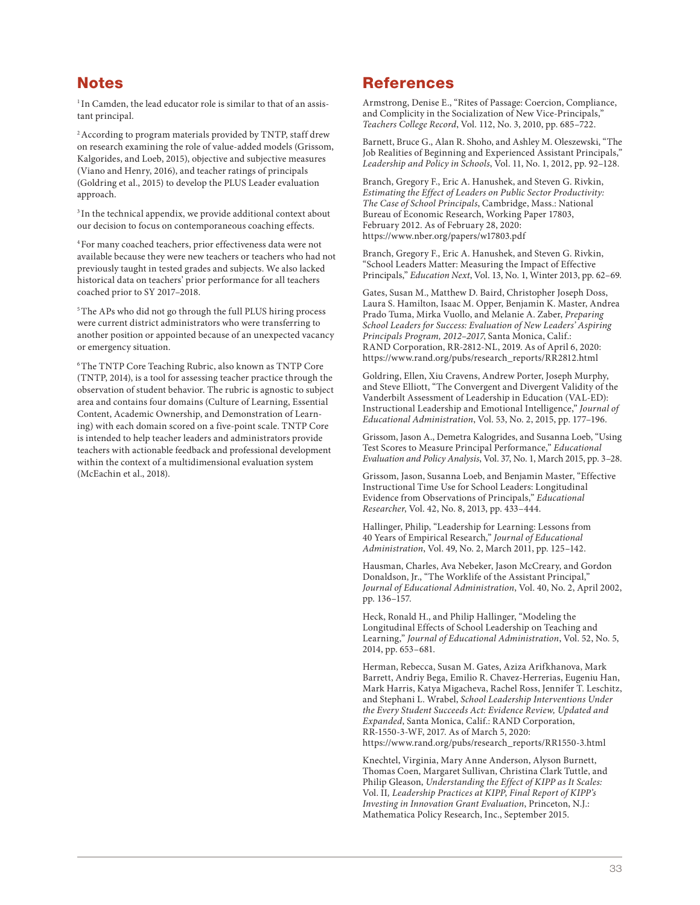## Notes

[1] In Camden, the lead educator role is similar to that of an assistant principal.

[2] According to program materials provided by TNTP, staff drew on research examining the role of value-added models (Grissom, Kalgorides, and Loeb, 2015), objective and subjective measures (Viano and Henry, 2016), and teacher ratings of principals (Goldring et al., 2015) to develop the PLUS Leader evaluation approach.

[3] In the technical appendix, we provide additional context about our decision to focus on contemporaneous coaching effects.

[4] For many coached teachers, prior effectiveness data were not available because they were new teachers or teachers who had not previously taught in tested grades and subjects. We also lacked historical data on teachers' prior performance for all teachers coached prior to SY 2017–2018.

[5] The APs who did not go through the full PLUS hiring process were current district administrators who were transferring to another position or appointed because of an unexpected vacancy or emergency situation.

[6] The TNTP Core Teaching Rubric, also known as TNTP Core (TNTP, 2014), is a tool for assessing teacher practice through the observation of student behavior. The rubric is agnostic to subject area and contains four domains (Culture of Learning, Essential Content, Academic Ownership, and Demonstration of Learning) with each domain scored on a five-point scale. TNTP Core is intended to help teacher leaders and administrators provide teachers with actionable feedback and professional development within the context of a multidimensional evaluation system (McEachin et al., 2018).

## References

Armstrong, Denise E., "Rites of Passage: Coercion, Compliance, and Complicity in the Socialization of New Vice-Principals," *Teachers College Record*, Vol. 112, No. 3, 2010, pp. 685–722.

Barnett, Bruce G., Alan R. Shoho, and Ashley M. Oleszewski, "The Job Realities of Beginning and Experienced Assistant Principals," *Leadership and Policy in Schools*, Vol. 11, No. 1, 2012, pp. 92–128.

Branch, Gregory F., Eric A. Hanushek, and Steven G. Rivkin, *Estimating the Effect of Leaders on Public Sector Productivity: The Case of School Principals*, Cambridge, Mass.: National Bureau of Economic Research, Working Paper 17803, February 2012. As of February 28, 2020: https://www.nber.org/papers/w17803.pdf

Branch, Gregory F., Eric A. Hanushek, and Steven G. Rivkin, "School Leaders Matter: Measuring the Impact of Effective Principals," *Education Next*, Vol. 13, No. 1, Winter 2013, pp. 62–69.

Gates, Susan M., Matthew D. Baird, Christopher Joseph Doss, Laura S. Hamilton, Isaac M. Opper, Benjamin K. Master, Andrea Prado Tuma, Mirka Vuollo, and Melanie A. Zaber, *Preparing School Leaders for Success: Evaluation of New Leaders' Aspiring Principals Program, 2012–2017*, Santa Monica, Calif.: RAND Corporation, RR-2812-NL, 2019. As of April 6, 2020: https://www.rand.org/pubs/research_reports/RR2812.html

Goldring, Ellen, Xiu Cravens, Andrew Porter, Joseph Murphy, and Steve Elliott, "The Convergent and Divergent Validity of the Vanderbilt Assessment of Leadership in Education (VAL-ED): Instructional Leadership and Emotional Intelligence," *Journal of Educational Administration*, Vol. 53, No. 2, 2015, pp. 177–196.

Grissom, Jason A., Demetra Kalogrides, and Susanna Loeb, "Using Test Scores to Measure Principal Performance," *Educational Evaluation and Policy Analysis*, Vol. 37, No. 1, March 2015, pp. 3–28.

Grissom, Jason, Susanna Loeb, and Benjamin Master, "Effective Instructional Time Use for School Leaders: Longitudinal Evidence from Observations of Principals," *Educational Researcher*, Vol. 42, No. 8, 2013, pp. 433–444.

Hallinger, Philip, "Leadership for Learning: Lessons from 40 Years of Empirical Research," *Journal of Educational Administration*, Vol. 49, No. 2, March 2011, pp. 125–142.

Hausman, Charles, Ava Nebeker, Jason McCreary, and Gordon Donaldson, Jr., "The Worklife of the Assistant Principal," *Journal of Educational Administration*, Vol. 40, No. 2, April 2002, pp. 136–157.

Heck, Ronald H., and Philip Hallinger, "Modeling the Longitudinal Effects of School Leadership on Teaching and Learning," *Journal of Educational Administration*, Vol. 52, No. 5, 2014, pp. 653–681.

Herman, Rebecca, Susan M. Gates, Aziza Arifkhanova, Mark Barrett, Andriy Bega, Emilio R. Chavez-Herrerias, Eugeniu Han, Mark Harris, Katya Migacheva, Rachel Ross, Jennifer T. Leschitz, and Stephani L. Wrabel, *School Leadership Interventions Under the Every Student Succeeds Act: Evidence Review, Updated and Expanded*, Santa Monica, Calif.: RAND Corporation, RR-1550-3-WF, 2017. As of March 5, 2020: https://www.rand.org/pubs/research_reports/RR1550-3.html

Knechtel, Virginia, Mary Anne Anderson, Alyson Burnett, Thomas Coen, Margaret Sullivan, Christina Clark Tuttle, and Philip Gleason, *Understanding the Effect of KIPP as It Scales:* Vol. II*, Leadership Practices at KIPP, Final Report of KIPP's Investing in Innovation Grant Evaluation*, Princeton, N.J.: Mathematica Policy Research, Inc., September 2015.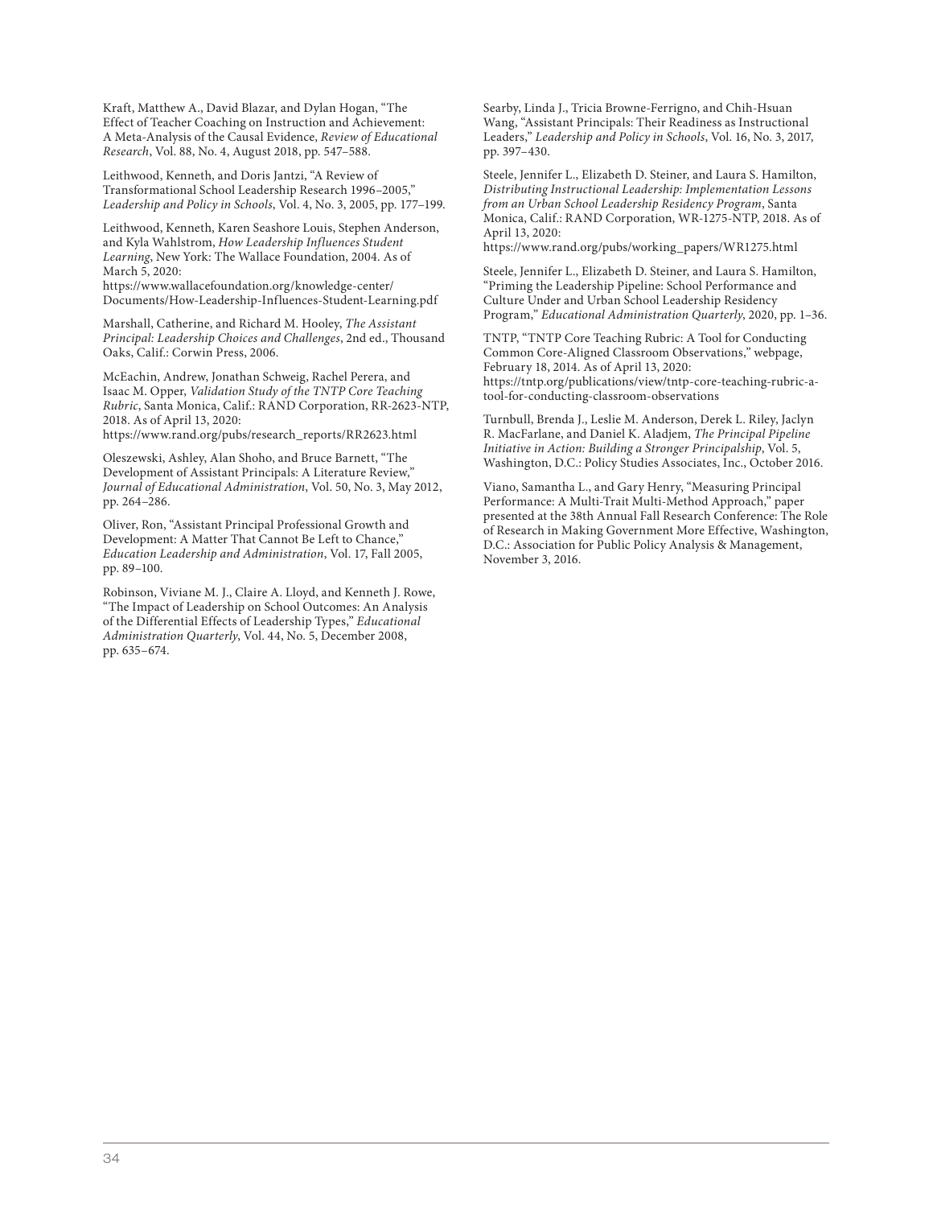Kraft, Matthew A., David Blazar, and Dylan Hogan, "The Effect of Teacher Coaching on Instruction and Achievement: A Meta-Analysis of the Causal Evidence, *Review of Educational Research*, Vol. 88, No. 4, August 2018, pp. 547–588.

Leithwood, Kenneth, and Doris Jantzi, "A Review of Transformational School Leadership Research 1996–2005," *Leadership and Policy in Schools*, Vol. 4, No. 3, 2005, pp. 177–199.

Leithwood, Kenneth, Karen Seashore Louis, Stephen Anderson, and Kyla Wahlstrom, *How Leadership Influences Student Learning*, New York: The Wallace Foundation, 2004. As of March 5, 2020:
https://www.wallacefoundation.org/knowledge-center/Documents/How-Leadership-Influences-Student-Learning.pdf

Marshall, Catherine, and Richard M. Hooley, *The Assistant Principal: Leadership Choices and Challenges*, 2nd ed., Thousand Oaks, Calif.: Corwin Press, 2006.

McEachin, Andrew, Jonathan Schweig, Rachel Perera, and Isaac M. Opper, *Validation Study of the TNTP Core Teaching Rubric*, Santa Monica, Calif.: RAND Corporation, RR-2623-NTP, 2018. As of April 13, 2020:
https://www.rand.org/pubs/research_reports/RR2623.html

Oleszewski, Ashley, Alan Shoho, and Bruce Barnett, "The Development of Assistant Principals: A Literature Review," *Journal of Educational Administration*, Vol. 50, No. 3, May 2012, pp. 264–286.

Oliver, Ron, "Assistant Principal Professional Growth and Development: A Matter That Cannot Be Left to Chance," *Education Leadership and Administration*, Vol. 17, Fall 2005, pp. 89–100.

Robinson, Viviane M. J., Claire A. Lloyd, and Kenneth J. Rowe, "The Impact of Leadership on School Outcomes: An Analysis of the Differential Effects of Leadership Types," *Educational Administration Quarterly*, Vol. 44, No. 5, December 2008, pp. 635–674.

Searby, Linda J., Tricia Browne-Ferrigno, and Chih-Hsuan Wang, "Assistant Principals: Their Readiness as Instructional Leaders," *Leadership and Policy in Schools*, Vol. 16, No. 3, 2017, pp. 397–430.

Steele, Jennifer L., Elizabeth D. Steiner, and Laura S. Hamilton, *Distributing Instructional Leadership: Implementation Lessons from an Urban School Leadership Residency Program*, Santa Monica, Calif.: RAND Corporation, WR-1275-NTP, 2018. As of April 13, 2020:
https://www.rand.org/pubs/working_papers/WR1275.html

Steele, Jennifer L., Elizabeth D. Steiner, and Laura S. Hamilton, "Priming the Leadership Pipeline: School Performance and Culture Under and Urban School Leadership Residency Program," *Educational Administration Quarterly*, 2020, pp. 1–36.

TNTP, "TNTP Core Teaching Rubric: A Tool for Conducting Common Core-Aligned Classroom Observations," webpage, February 18, 2014. As of April 13, 2020:
https://tntp.org/publications/view/tntp-core-teaching-rubric-a-tool-for-conducting-classroom-observations

Turnbull, Brenda J., Leslie M. Anderson, Derek L. Riley, Jaclyn R. MacFarlane, and Daniel K. Aladjem, *The Principal Pipeline Initiative in Action: Building a Stronger Principalship*, Vol. 5, Washington, D.C.: Policy Studies Associates, Inc., October 2016.

Viano, Samantha L., and Gary Henry, "Measuring Principal Performance: A Multi-Trait Multi-Method Approach," paper presented at the 38th Annual Fall Research Conference: The Role of Research in Making Government More Effective, Washington, D.C.: Association for Public Policy Analysis & Management, November 3, 2016.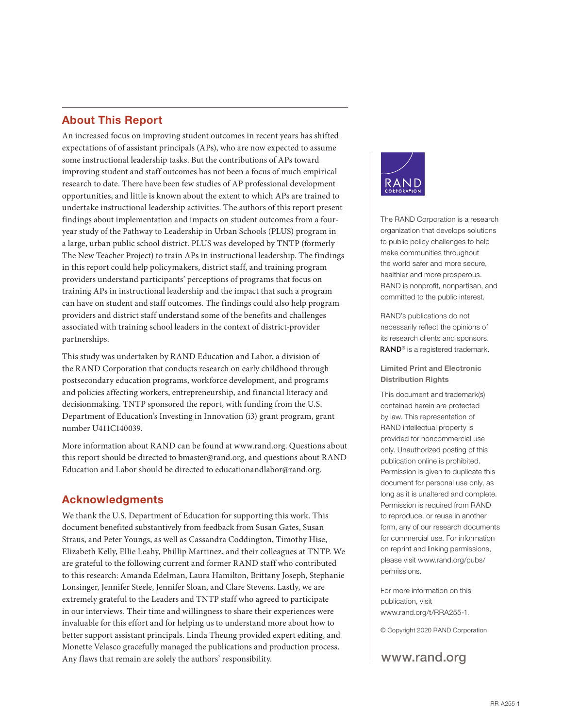## About This Report

An increased focus on improving student outcomes in recent years has shifted expectations of of assistant principals (APs), who are now expected to assume some instructional leadership tasks. But the contributions of APs toward improving student and staff outcomes has not been a focus of much empirical research to date. There have been few studies of AP professional development opportunities, and little is known about the extent to which APs are trained to undertake instructional leadership activities. The authors of this report present findings about implementation and impacts on student outcomes from a four-year study of the Pathway to Leadership in Urban Schools (PLUS) program in a large, urban public school district. PLUS was developed by TNTP (formerly The New Teacher Project) to train APs in instructional leadership. The findings in this report could help policymakers, district staff, and training program providers understand participants' perceptions of programs that focus on training APs in instructional leadership and the impact that such a program can have on student and staff outcomes. The findings could also help program providers and district staff understand some of the benefits and challenges associated with training school leaders in the context of district-provider partnerships.

This study was undertaken by RAND Education and Labor, a division of the RAND Corporation that conducts research on early childhood through postsecondary education programs, workforce development, and programs and policies affecting workers, entrepreneurship, and financial literacy and decisionmaking. TNTP sponsored the report, with funding from the U.S. Department of Education's Investing in Innovation (i3) grant program, grant number U411C140039.

More information about RAND can be found at www.rand.org. Questions about this report should be directed to bmaster@rand.org, and questions about RAND Education and Labor should be directed to educationandlabor@rand.org.

## Acknowledgments

We thank the U.S. Department of Education for supporting this work. This document benefited substantively from feedback from Susan Gates, Susan Straus, and Peter Youngs, as well as Cassandra Coddington, Timothy Hise, Elizabeth Kelly, Ellie Leahy, Phillip Martinez, and their colleagues at TNTP. We are grateful to the following current and former RAND staff who contributed to this research: Amanda Edelman, Laura Hamilton, Brittany Joseph, Stephanie Lonsinger, Jennifer Steele, Jennifer Sloan, and Clare Stevens. Lastly, we are extremely grateful to the Leaders and TNTP staff who agreed to participate in our interviews. Their time and willingness to share their experiences were invaluable for this effort and for helping us to understand more about how to better support assistant principals. Linda Theung provided expert editing, and Monette Velasco gracefully managed the publications and production process. Any flaws that remain are solely the authors' responsibility.

RAND CORPORATION

The RAND Corporation is a research organization that develops solutions to public policy challenges to help make communities throughout the world safer and more secure, healthier and more prosperous. RAND is nonprofit, nonpartisan, and committed to the public interest.

RAND's publications do not necessarily reflect the opinions of its research clients and sponsors. **RAND**® is a registered trademark.

**Limited Print and Electronic Distribution Rights**

This document and trademark(s) contained herein are protected by law. This representation of RAND intellectual property is provided for noncommercial use only. Unauthorized posting of this publication online is prohibited. Permission is given to duplicate this document for personal use only, as long as it is unaltered and complete. Permission is required from RAND to reproduce, or reuse in another form, any of our research documents for commercial use. For information on reprint and linking permissions, please visit www.rand.org/pubs/permissions.

For more information on this publication, visit www.rand.org/t/RRA255-1.

© Copyright 2020 RAND Corporation

www.rand.org

RR-A255-1